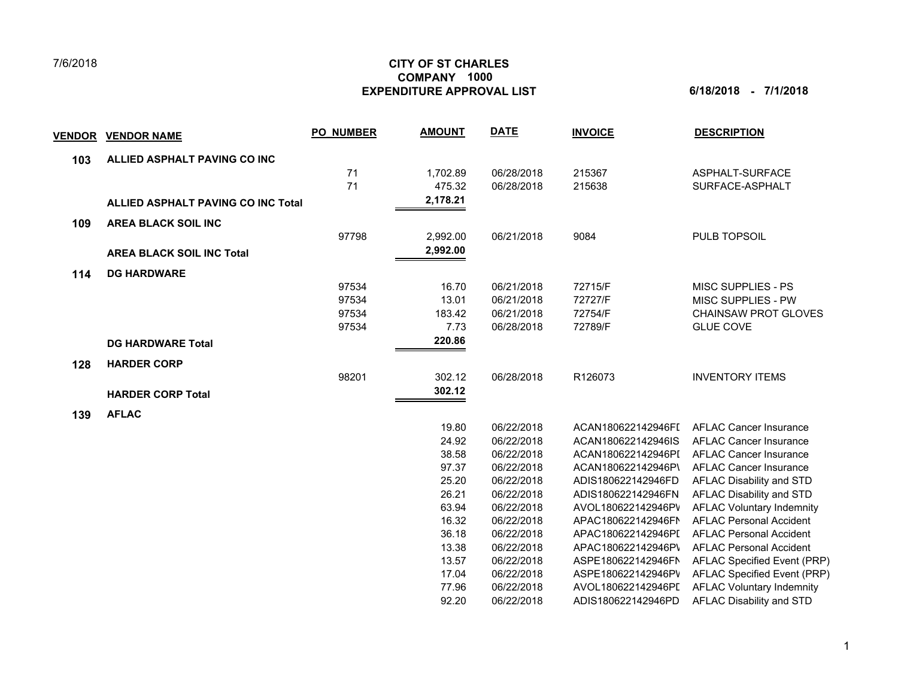7/6/2018

# CITY OF ST CHARLES
## COMPANY 1000
## EXPENDITURE APPROVAL LIST

**6/18/2018 - 7/1/2018**

| VENDOR | VENDOR NAME | PO_NUMBER | AMOUNT | DATE | INVOICE | DESCRIPTION |
|---|---|---|---|---|---|---|
| **103** | **ALLIED ASPHALT PAVING CO INC** | | | | | |
| | | 71 | 1,702.89 | 06/28/2018 | 215367 | ASPHALT-SURFACE |
| | | 71 | 475.32 | 06/28/2018 | 215638 | SURFACE-ASPHALT |
| | **ALLIED ASPHALT PAVING CO INC Total** | | **2,178.21** | | | |
| **109** | **AREA BLACK SOIL INC** | | | | | |
| | | 97798 | 2,992.00 | 06/21/2018 | 9084 | PULB TOPSOIL |
| | **AREA BLACK SOIL INC Total** | | **2,992.00** | | | |
| **114** | **DG HARDWARE** | | | | | |
| | | 97534 | 16.70 | 06/21/2018 | 72715/F | MISC SUPPLIES - PS |
| | | 97534 | 13.01 | 06/21/2018 | 72727/F | MISC SUPPLIES - PW |
| | | 97534 | 183.42 | 06/21/2018 | 72754/F | CHAINSAW PROT GLOVES |
| | | 97534 | 7.73 | 06/28/2018 | 72789/F | GLUE COVE |
| | **DG HARDWARE Total** | | **220.86** | | | |
| **128** | **HARDER CORP** | | | | | |
| | | 98201 | 302.12 | 06/28/2018 | R126073 | INVENTORY ITEMS |
| | **HARDER CORP Total** | | **302.12** | | | |
| **139** | **AFLAC** | | | | | |
| | | | 19.80 | 06/22/2018 | ACAN180622142946FI | AFLAC Cancer Insurance |
| | | | 24.92 | 06/22/2018 | ACAN180622142946IS | AFLAC Cancer Insurance |
| | | | 38.58 | 06/22/2018 | ACAN180622142946PI | AFLAC Cancer Insurance |
| | | | 97.37 | 06/22/2018 | ACAN180622142946PV | AFLAC Cancer Insurance |
| | | | 25.20 | 06/22/2018 | ADIS180622142946FD | AFLAC Disability and STD |
| | | | 26.21 | 06/22/2018 | ADIS180622142946FN | AFLAC Disability and STD |
| | | | 63.94 | 06/22/2018 | AVOL180622142946PV | AFLAC Voluntary Indemnity |
| | | | 16.32 | 06/22/2018 | APAC180622142946FN | AFLAC Personal Accident |
| | | | 36.18 | 06/22/2018 | APAC180622142946PI | AFLAC Personal Accident |
| | | | 13.38 | 06/22/2018 | APAC180622142946PV | AFLAC Personal Accident |
| | | | 13.57 | 06/22/2018 | ASPE180622142946FN | AFLAC Specified Event (PRP) |
| | | | 17.04 | 06/22/2018 | ASPE180622142946PV | AFLAC Specified Event (PRP) |
| | | | 77.96 | 06/22/2018 | AVOL180622142946PI | AFLAC Voluntary Indemnity |
| | | | 92.20 | 06/22/2018 | ADIS180622142946PD | AFLAC Disability and STD |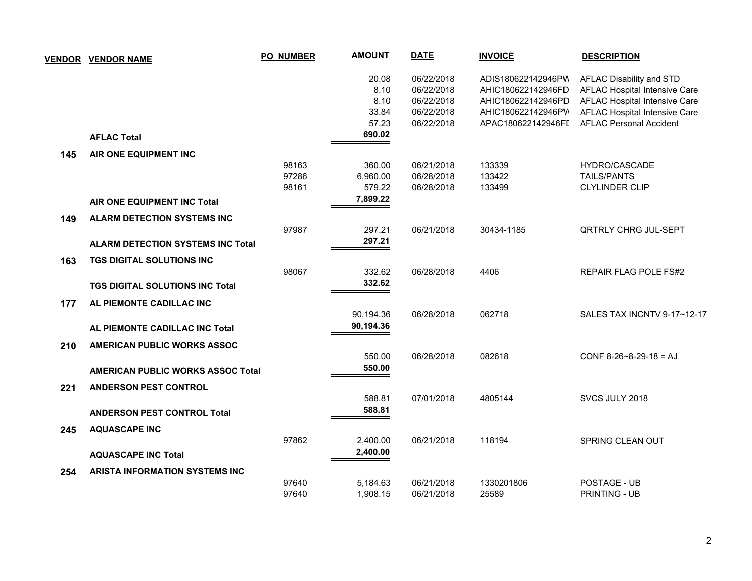| VENDOR | VENDOR NAME | PO_NUMBER | AMOUNT | DATE | INVOICE | DESCRIPTION |
|---|---|---|---|---|---|---|
| | | | 20.08 | 06/22/2018 | ADIS180622142946PW | AFLAC Disability and STD |
| | | | 8.10 | 06/22/2018 | AHIC180622142946FD | AFLAC Hospital Intensive Care |
| | | | 8.10 | 06/22/2018 | AHIC180622142946PD | AFLAC Hospital Intensive Care |
| | | | 33.84 | 06/22/2018 | AHIC180622142946PW | AFLAC Hospital Intensive Care |
| | | | 57.23 | 06/22/2018 | APAC180622142946FD | AFLAC Personal Accident |
| | **AFLAC Total** | | **690.02** | | | |
| **145** | **AIR ONE EQUIPMENT INC** | | | | | |
| | | 98163 | 360.00 | 06/21/2018 | 133339 | HYDRO/CASCADE |
| | | 97286 | 6,960.00 | 06/28/2018 | 133422 | TAILS/PANTS |
| | | 98161 | 579.22 | 06/28/2018 | 133499 | CLYLINDER CLIP |
| | **AIR ONE EQUIPMENT INC Total** | | **7,899.22** | | | |
| **149** | **ALARM DETECTION SYSTEMS INC** | | | | | |
| | | 97987 | 297.21 | 06/21/2018 | 30434-1185 | QRTRLY CHRG JUL-SEPT |
| | **ALARM DETECTION SYSTEMS INC Total** | | **297.21** | | | |
| **163** | **TGS DIGITAL SOLUTIONS INC** | | | | | |
| | | 98067 | 332.62 | 06/28/2018 | 4406 | REPAIR FLAG POLE FS#2 |
| | **TGS DIGITAL SOLUTIONS INC Total** | | **332.62** | | | |
| **177** | **AL PIEMONTE CADILLAC INC** | | | | | |
| | | | 90,194.36 | 06/28/2018 | 062718 | SALES TAX INCNTV 9-17~12-17 |
| | **AL PIEMONTE CADILLAC INC Total** | | **90,194.36** | | | |
| **210** | **AMERICAN PUBLIC WORKS ASSOC** | | | | | |
| | | | 550.00 | 06/28/2018 | 082618 | CONF 8-26~8-29-18 = AJ |
| | **AMERICAN PUBLIC WORKS ASSOC Total** | | **550.00** | | | |
| **221** | **ANDERSON PEST CONTROL** | | | | | |
| | | | 588.81 | 07/01/2018 | 4805144 | SVCS JULY 2018 |
| | **ANDERSON PEST CONTROL Total** | | **588.81** | | | |
| **245** | **AQUASCAPE INC** | | | | | |
| | | 97862 | 2,400.00 | 06/21/2018 | 118194 | SPRING CLEAN OUT |
| | **AQUASCAPE INC Total** | | **2,400.00** | | | |
| **254** | **ARISTA INFORMATION SYSTEMS INC** | | | | | |
| | | 97640 | 5,184.63 | 06/21/2018 | 1330201806 | POSTAGE - UB |
| | | 97640 | 1,908.15 | 06/21/2018 | 25589 | PRINTING - UB |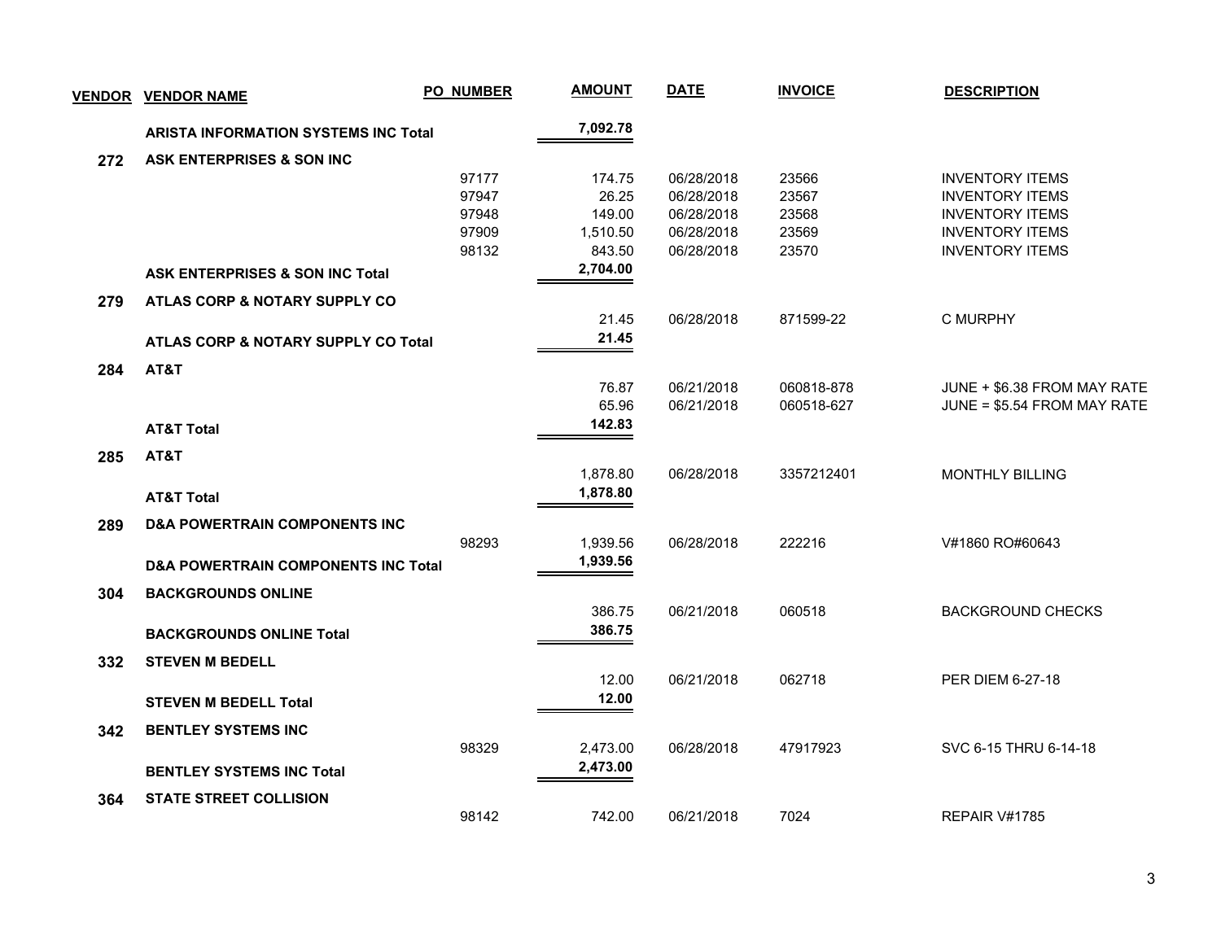| VENDOR | VENDOR NAME | PO NUMBER | AMOUNT | DATE | INVOICE | DESCRIPTION |
|---|---|---|---|---|---|---|
| | **ARISTA INFORMATION SYSTEMS INC Total** | | **7,092.78** | | | |
| **272** | **ASK ENTERPRISES & SON INC** | | | | | |
| | | 97177 | 174.75 | 06/28/2018 | 23566 | INVENTORY ITEMS |
| | | 97947 | 26.25 | 06/28/2018 | 23567 | INVENTORY ITEMS |
| | | 97948 | 149.00 | 06/28/2018 | 23568 | INVENTORY ITEMS |
| | | 97909 | 1,510.50 | 06/28/2018 | 23569 | INVENTORY ITEMS |
| | | 98132 | 843.50 | 06/28/2018 | 23570 | INVENTORY ITEMS |
| | **ASK ENTERPRISES & SON INC Total** | | **2,704.00** | | | |
| **279** | **ATLAS CORP & NOTARY SUPPLY CO** | | | | | |
| | | | 21.45 | 06/28/2018 | 871599-22 | C MURPHY |
| | **ATLAS CORP & NOTARY SUPPLY CO Total** | | **21.45** | | | |
| **284** | **AT&T** | | | | | |
| | | | 76.87 | 06/21/2018 | 060818-878 | JUNE + $6.38 FROM MAY RATE |
| | | | 65.96 | 06/21/2018 | 060518-627 | JUNE = $5.54 FROM MAY RATE |
| | **AT&T Total** | | **142.83** | | | |
| **285** | **AT&T** | | | | | |
| | | | 1,878.80 | 06/28/2018 | 3357212401 | MONTHLY BILLING |
| | **AT&T Total** | | **1,878.80** | | | |
| **289** | **D&A POWERTRAIN COMPONENTS INC** | | | | | |
| | | 98293 | 1,939.56 | 06/28/2018 | 222216 | V#1860 RO#60643 |
| | **D&A POWERTRAIN COMPONENTS INC Total** | | **1,939.56** | | | |
| **304** | **BACKGROUNDS ONLINE** | | | | | |
| | | | 386.75 | 06/21/2018 | 060518 | BACKGROUND CHECKS |
| | **BACKGROUNDS ONLINE Total** | | **386.75** | | | |
| **332** | **STEVEN M BEDELL** | | | | | |
| | | | 12.00 | 06/21/2018 | 062718 | PER DIEM 6-27-18 |
| | **STEVEN M BEDELL Total** | | **12.00** | | | |
| **342** | **BENTLEY SYSTEMS INC** | | | | | |
| | | 98329 | 2,473.00 | 06/28/2018 | 47917923 | SVC 6-15 THRU 6-14-18 |
| | **BENTLEY SYSTEMS INC Total** | | **2,473.00** | | | |
| **364** | **STATE STREET COLLISION** | | | | | |
| | | 98142 | 742.00 | 06/21/2018 | 7024 | REPAIR V#1785 |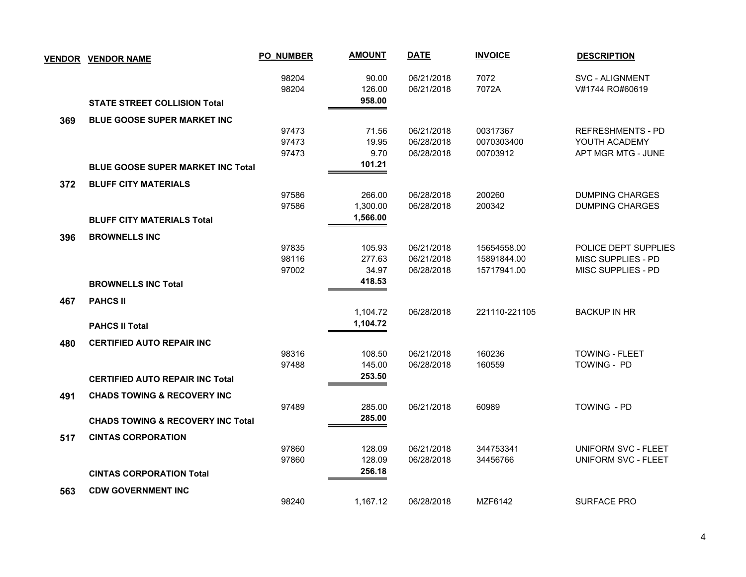| VENDOR | VENDOR NAME | PO NUMBER | AMOUNT | DATE | INVOICE | DESCRIPTION |
|---|---|---|---|---|---|---|
| | | 98204 | 90.00 | 06/21/2018 | 7072 | SVC - ALIGNMENT |
| | | 98204 | 126.00 | 06/21/2018 | 7072A | V#1744 RO#60619 |
| | **STATE STREET COLLISION Total** | | **958.00** | | | |
| **369** | **BLUE GOOSE SUPER MARKET INC** | | | | | |
| | | 97473 | 71.56 | 06/21/2018 | 00317367 | REFRESHMENTS - PD |
| | | 97473 | 19.95 | 06/28/2018 | 0070303400 | YOUTH ACADEMY |
| | | 97473 | 9.70 | 06/28/2018 | 00703912 | APT MGR MTG - JUNE |
| | **BLUE GOOSE SUPER MARKET INC Total** | | **101.21** | | | |
| **372** | **BLUFF CITY MATERIALS** | | | | | |
| | | 97586 | 266.00 | 06/28/2018 | 200260 | DUMPING CHARGES |
| | | 97586 | 1,300.00 | 06/28/2018 | 200342 | DUMPING CHARGES |
| | **BLUFF CITY MATERIALS Total** | | **1,566.00** | | | |
| **396** | **BROWNELLS INC** | | | | | |
| | | 97835 | 105.93 | 06/21/2018 | 15654558.00 | POLICE DEPT SUPPLIES |
| | | 98116 | 277.63 | 06/21/2018 | 15891844.00 | MISC SUPPLIES - PD |
| | | 97002 | 34.97 | 06/28/2018 | 15717941.00 | MISC SUPPLIES - PD |
| | **BROWNELLS INC Total** | | **418.53** | | | |
| **467** | **PAHCS II** | | | | | |
| | | | 1,104.72 | 06/28/2018 | 221110-221105 | BACKUP IN HR |
| | **PAHCS II Total** | | **1,104.72** | | | |
| **480** | **CERTIFIED AUTO REPAIR INC** | | | | | |
| | | 98316 | 108.50 | 06/21/2018 | 160236 | TOWING - FLEET |
| | | 97488 | 145.00 | 06/28/2018 | 160559 | TOWING - PD |
| | **CERTIFIED AUTO REPAIR INC Total** | | **253.50** | | | |
| **491** | **CHADS TOWING & RECOVERY INC** | | | | | |
| | | 97489 | 285.00 | 06/21/2018 | 60989 | TOWING - PD |
| | **CHADS TOWING & RECOVERY INC Total** | | **285.00** | | | |
| **517** | **CINTAS CORPORATION** | | | | | |
| | | 97860 | 128.09 | 06/21/2018 | 344753341 | UNIFORM SVC - FLEET |
| | | 97860 | 128.09 | 06/28/2018 | 34456766 | UNIFORM SVC - FLEET |
| | **CINTAS CORPORATION Total** | | **256.18** | | | |
| **563** | **CDW GOVERNMENT INC** | | | | | |
| | | 98240 | 1,167.12 | 06/28/2018 | MZF6142 | SURFACE PRO |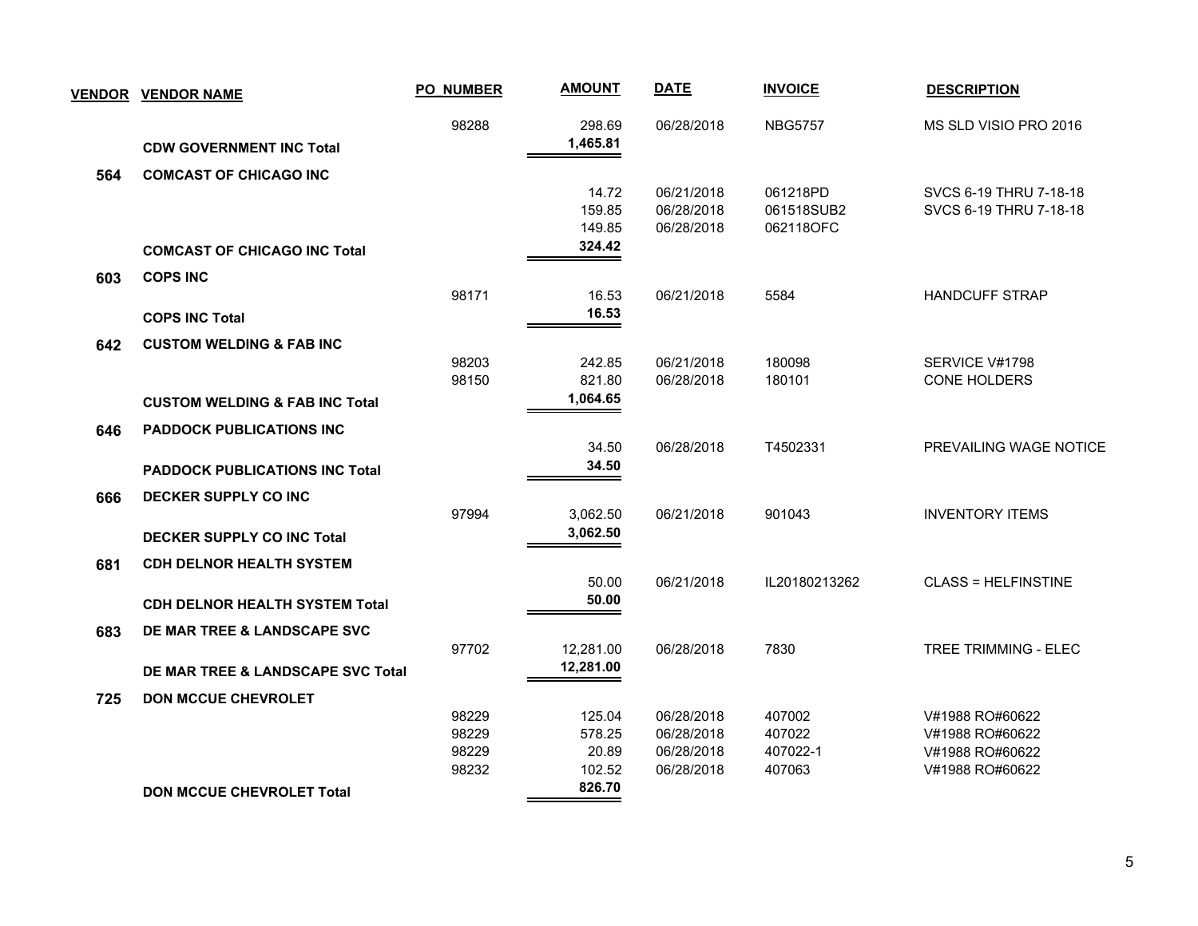| VENDOR | VENDOR NAME | PO NUMBER | AMOUNT | DATE | INVOICE | DESCRIPTION |
|---|---|---|---|---|---|---|
| | | 98288 | 298.69 | 06/28/2018 | NBG5757 | MS SLD VISIO PRO 2016 |
| | **CDW GOVERNMENT INC Total** | | **1,465.81** | | | |
| **564** | **COMCAST OF CHICAGO INC** | | | | | |
| | | | 14.72 | 06/21/2018 | 061218PD | SVCS 6-19 THRU 7-18-18 |
| | | | 159.85 | 06/28/2018 | 061518SUB2 | SVCS 6-19 THRU 7-18-18 |
| | | | 149.85 | 06/28/2018 | 062118OFC | |
| | **COMCAST OF CHICAGO INC Total** | | **324.42** | | | |
| **603** | **COPS INC** | | | | | |
| | | 98171 | 16.53 | 06/21/2018 | 5584 | HANDCUFF STRAP |
| | **COPS INC Total** | | **16.53** | | | |
| **642** | **CUSTOM WELDING & FAB INC** | | | | | |
| | | 98203 | 242.85 | 06/21/2018 | 180098 | SERVICE V#1798 |
| | | 98150 | 821.80 | 06/28/2018 | 180101 | CONE HOLDERS |
| | **CUSTOM WELDING & FAB INC Total** | | **1,064.65** | | | |
| **646** | **PADDOCK PUBLICATIONS INC** | | | | | |
| | | | 34.50 | 06/28/2018 | T4502331 | PREVAILING WAGE NOTICE |
| | **PADDOCK PUBLICATIONS INC Total** | | **34.50** | | | |
| **666** | **DECKER SUPPLY CO INC** | | | | | |
| | | 97994 | 3,062.50 | 06/21/2018 | 901043 | INVENTORY ITEMS |
| | **DECKER SUPPLY CO INC Total** | | **3,062.50** | | | |
| **681** | **CDH DELNOR HEALTH SYSTEM** | | | | | |
| | | | 50.00 | 06/21/2018 | IL20180213262 | CLASS = HELFINSTINE |
| | **CDH DELNOR HEALTH SYSTEM Total** | | **50.00** | | | |
| **683** | **DE MAR TREE & LANDSCAPE SVC** | | | | | |
| | | 97702 | 12,281.00 | 06/28/2018 | 7830 | TREE TRIMMING - ELEC |
| | **DE MAR TREE & LANDSCAPE SVC Total** | | **12,281.00** | | | |
| **725** | **DON MCCUE CHEVROLET** | | | | | |
| | | 98229 | 125.04 | 06/28/2018 | 407002 | V#1988 RO#60622 |
| | | 98229 | 578.25 | 06/28/2018 | 407022 | V#1988 RO#60622 |
| | | 98229 | 20.89 | 06/28/2018 | 407022-1 | V#1988 RO#60622 |
| | | 98232 | 102.52 | 06/28/2018 | 407063 | V#1988 RO#60622 |
| | **DON MCCUE CHEVROLET Total** | | **826.70** | | | |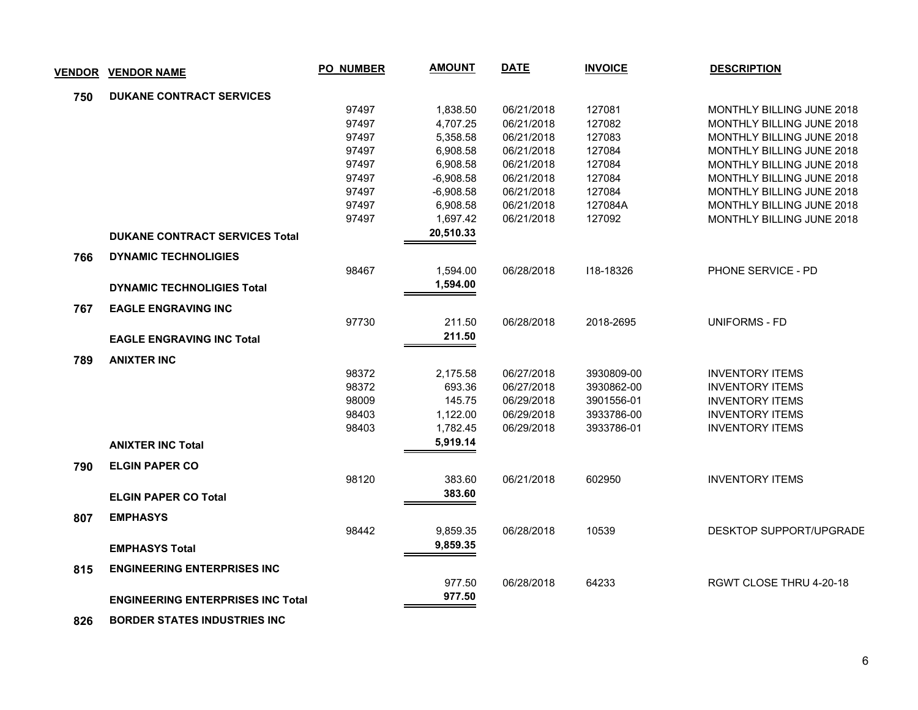| VENDOR | VENDOR NAME | PO NUMBER | AMOUNT | DATE | INVOICE | DESCRIPTION |
|---|---|---|---|---|---|---|
| 750 | DUKANE CONTRACT SERVICES | | | | | |
| | | 97497 | 1,838.50 | 06/21/2018 | 127081 | MONTHLY BILLING JUNE 2018 |
| | | 97497 | 4,707.25 | 06/21/2018 | 127082 | MONTHLY BILLING JUNE 2018 |
| | | 97497 | 5,358.58 | 06/21/2018 | 127083 | MONTHLY BILLING JUNE 2018 |
| | | 97497 | 6,908.58 | 06/21/2018 | 127084 | MONTHLY BILLING JUNE 2018 |
| | | 97497 | 6,908.58 | 06/21/2018 | 127084 | MONTHLY BILLING JUNE 2018 |
| | | 97497 | -6,908.58 | 06/21/2018 | 127084 | MONTHLY BILLING JUNE 2018 |
| | | 97497 | -6,908.58 | 06/21/2018 | 127084 | MONTHLY BILLING JUNE 2018 |
| | | 97497 | 6,908.58 | 06/21/2018 | 127084A | MONTHLY BILLING JUNE 2018 |
| | | 97497 | 1,697.42 | 06/21/2018 | 127092 | MONTHLY BILLING JUNE 2018 |
| | **DUKANE CONTRACT SERVICES Total** | | **20,510.33** | | | |
| 766 | DYNAMIC TECHNOLIGIES | | | | | |
| | | 98467 | 1,594.00 | 06/28/2018 | I18-18326 | PHONE SERVICE - PD |
| | **DYNAMIC TECHNOLIGIES Total** | | **1,594.00** | | | |
| 767 | EAGLE ENGRAVING INC | | | | | |
| | | 97730 | 211.50 | 06/28/2018 | 2018-2695 | UNIFORMS - FD |
| | **EAGLE ENGRAVING INC Total** | | **211.50** | | | |
| 789 | ANIXTER INC | | | | | |
| | | 98372 | 2,175.58 | 06/27/2018 | 3930809-00 | INVENTORY ITEMS |
| | | 98372 | 693.36 | 06/27/2018 | 3930862-00 | INVENTORY ITEMS |
| | | 98009 | 145.75 | 06/29/2018 | 3901556-01 | INVENTORY ITEMS |
| | | 98403 | 1,122.00 | 06/29/2018 | 3933786-00 | INVENTORY ITEMS |
| | | 98403 | 1,782.45 | 06/29/2018 | 3933786-01 | INVENTORY ITEMS |
| | **ANIXTER INC Total** | | **5,919.14** | | | |
| 790 | ELGIN PAPER CO | | | | | |
| | | 98120 | 383.60 | 06/21/2018 | 602950 | INVENTORY ITEMS |
| | **ELGIN PAPER CO Total** | | **383.60** | | | |
| 807 | EMPHASYS | | | | | |
| | | 98442 | 9,859.35 | 06/28/2018 | 10539 | DESKTOP SUPPORT/UPGRADE |
| | **EMPHASYS Total** | | **9,859.35** | | | |
| 815 | ENGINEERING ENTERPRISES INC | | | | | |
| | | | 977.50 | 06/28/2018 | 64233 | RGWT CLOSE THRU 4-20-18 |
| | **ENGINEERING ENTERPRISES INC Total** | | **977.50** | | | |
| 826 | BORDER STATES INDUSTRIES INC | | | | | |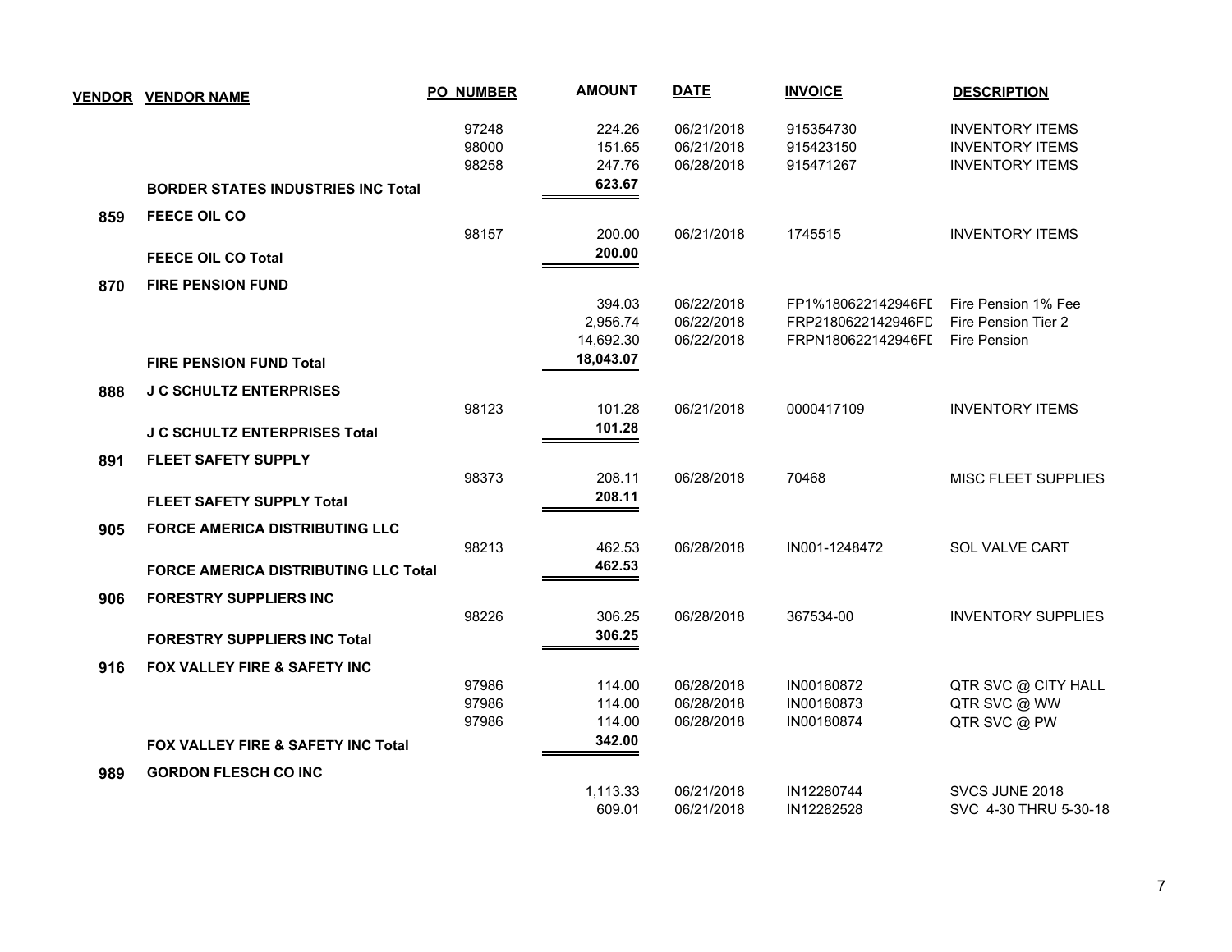| VENDOR | VENDOR NAME | PO NUMBER | AMOUNT | DATE | INVOICE | DESCRIPTION |
|---|---|---|---|---|---|---|
| | | 97248 | 224.26 | 06/21/2018 | 915354730 | INVENTORY ITEMS |
| | | 98000 | 151.65 | 06/21/2018 | 915423150 | INVENTORY ITEMS |
| | | 98258 | 247.76 | 06/28/2018 | 915471267 | INVENTORY ITEMS |
| | **BORDER STATES INDUSTRIES INC Total** | | **623.67** | | | |
| **859** | **FEECE OIL CO** | | | | | |
| | | 98157 | 200.00 | 06/21/2018 | 1745515 | INVENTORY ITEMS |
| | **FEECE OIL CO Total** | | **200.00** | | | |
| **870** | **FIRE PENSION FUND** | | | | | |
| | | | 394.03 | 06/22/2018 | FP1%180622142946FD | Fire Pension 1% Fee |
| | | | 2,956.74 | 06/22/2018 | FRP2180622142946FD | Fire Pension Tier 2 |
| | | | 14,692.30 | 06/22/2018 | FRPN180622142946FD | Fire Pension |
| | **FIRE PENSION FUND Total** | | **18,043.07** | | | |
| **888** | **J C SCHULTZ ENTERPRISES** | | | | | |
| | | 98123 | 101.28 | 06/21/2018 | 0000417109 | INVENTORY ITEMS |
| | **J C SCHULTZ ENTERPRISES Total** | | **101.28** | | | |
| **891** | **FLEET SAFETY SUPPLY** | | | | | |
| | | 98373 | 208.11 | 06/28/2018 | 70468 | MISC FLEET SUPPLIES |
| | **FLEET SAFETY SUPPLY Total** | | **208.11** | | | |
| **905** | **FORCE AMERICA DISTRIBUTING LLC** | | | | | |
| | | 98213 | 462.53 | 06/28/2018 | IN001-1248472 | SOL VALVE CART |
| | **FORCE AMERICA DISTRIBUTING LLC Total** | | **462.53** | | | |
| **906** | **FORESTRY SUPPLIERS INC** | | | | | |
| | | 98226 | 306.25 | 06/28/2018 | 367534-00 | INVENTORY SUPPLIES |
| | **FORESTRY SUPPLIERS INC Total** | | **306.25** | | | |
| **916** | **FOX VALLEY FIRE & SAFETY INC** | | | | | |
| | | 97986 | 114.00 | 06/28/2018 | IN00180872 | QTR SVC @ CITY HALL |
| | | 97986 | 114.00 | 06/28/2018 | IN00180873 | QTR SVC @ WW |
| | | 97986 | 114.00 | 06/28/2018 | IN00180874 | QTR SVC @ PW |
| | **FOX VALLEY FIRE & SAFETY INC Total** | | **342.00** | | | |
| **989** | **GORDON FLESCH CO INC** | | | | | |
| | | | 1,113.33 | 06/21/2018 | IN12280744 | SVCS JUNE 2018 |
| | | | 609.01 | 06/21/2018 | IN12282528 | SVC 4-30 THRU 5-30-18 |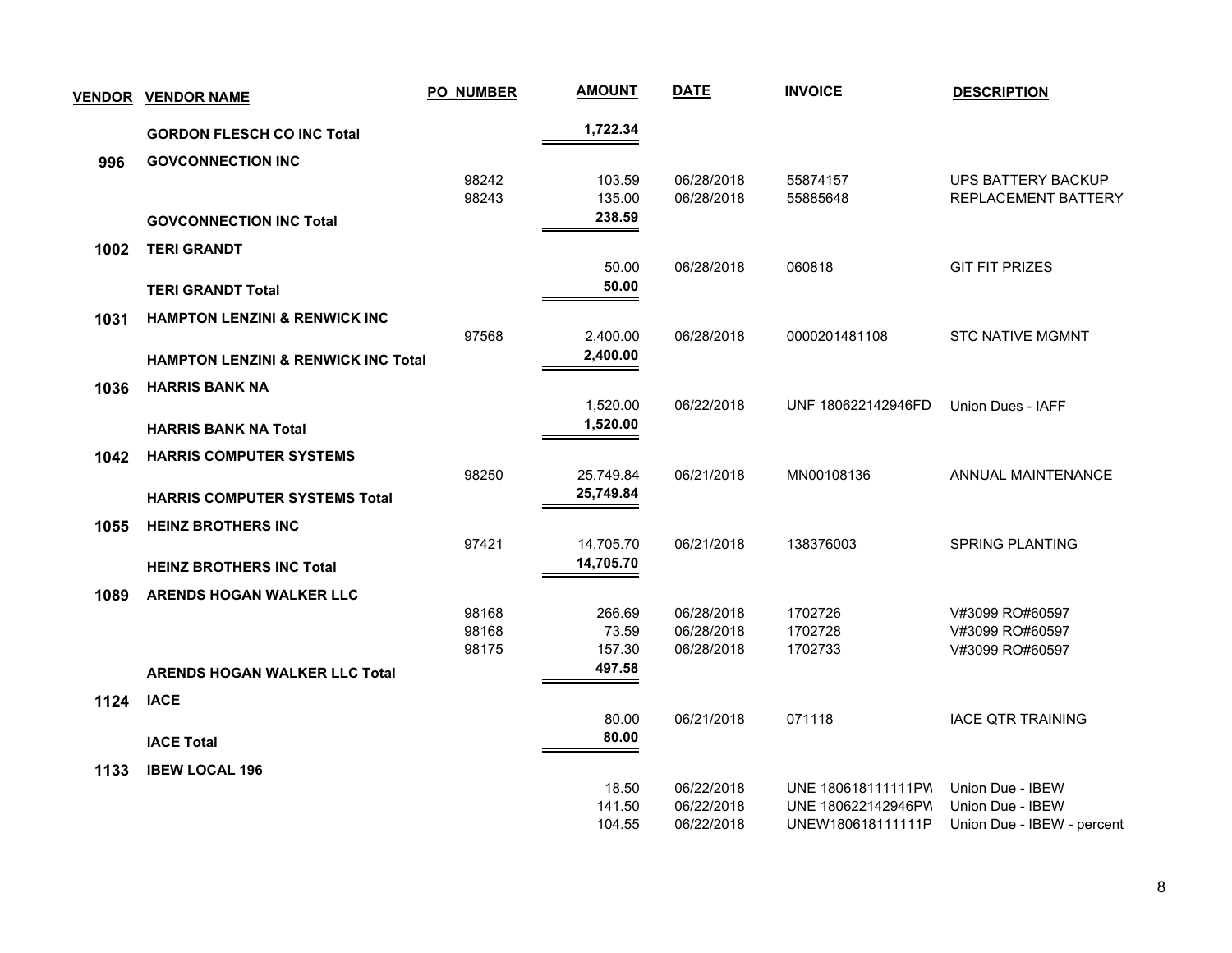| VENDOR | VENDOR NAME | PO NUMBER | AMOUNT | DATE | INVOICE | DESCRIPTION |
|---|---|---|---|---|---|---|
| | **GORDON FLESCH CO INC Total** | | **1,722.34** | | | |
| **996** | **GOVCONNECTION INC** | | | | | |
| | | 98242 | 103.59 | 06/28/2018 | 55874157 | UPS BATTERY BACKUP |
| | | 98243 | 135.00 | 06/28/2018 | 55885648 | REPLACEMENT BATTERY |
| | **GOVCONNECTION INC Total** | | **238.59** | | | |
| **1002** | **TERI GRANDT** | | | | | |
| | | | 50.00 | 06/28/2018 | 060818 | GIT FIT PRIZES |
| | **TERI GRANDT Total** | | **50.00** | | | |
| **1031** | **HAMPTON LENZINI & RENWICK INC** | | | | | |
| | | 97568 | 2,400.00 | 06/28/2018 | 0000201481108 | STC NATIVE MGMNT |
| | **HAMPTON LENZINI & RENWICK INC Total** | | **2,400.00** | | | |
| **1036** | **HARRIS BANK NA** | | | | | |
| | | | 1,520.00 | 06/22/2018 | UNF 180622142946FD | Union Dues - IAFF |
| | **HARRIS BANK NA Total** | | **1,520.00** | | | |
| **1042** | **HARRIS COMPUTER SYSTEMS** | | | | | |
| | | 98250 | 25,749.84 | 06/21/2018 | MN00108136 | ANNUAL MAINTENANCE |
| | **HARRIS COMPUTER SYSTEMS Total** | | **25,749.84** | | | |
| **1055** | **HEINZ BROTHERS INC** | | | | | |
| | | 97421 | 14,705.70 | 06/21/2018 | 138376003 | SPRING PLANTING |
| | **HEINZ BROTHERS INC Total** | | **14,705.70** | | | |
| **1089** | **ARENDS HOGAN WALKER LLC** | | | | | |
| | | 98168 | 266.69 | 06/28/2018 | 1702726 | V#3099 RO#60597 |
| | | 98168 | 73.59 | 06/28/2018 | 1702728 | V#3099 RO#60597 |
| | | 98175 | 157.30 | 06/28/2018 | 1702733 | V#3099 RO#60597 |
| | **ARENDS HOGAN WALKER LLC Total** | | **497.58** | | | |
| **1124** | **IACE** | | | | | |
| | | | 80.00 | 06/21/2018 | 071118 | IACE QTR TRAINING |
| | **IACE Total** | | **80.00** | | | |
| **1133** | **IBEW LOCAL 196** | | | | | |
| | | | 18.50 | 06/22/2018 | UNE 180618111111PW | Union Due - IBEW |
| | | | 141.50 | 06/22/2018 | UNE 180622142946PW | Union Due - IBEW |
| | | | 104.55 | 06/22/2018 | UNEW180618111111P | Union Due - IBEW - percent |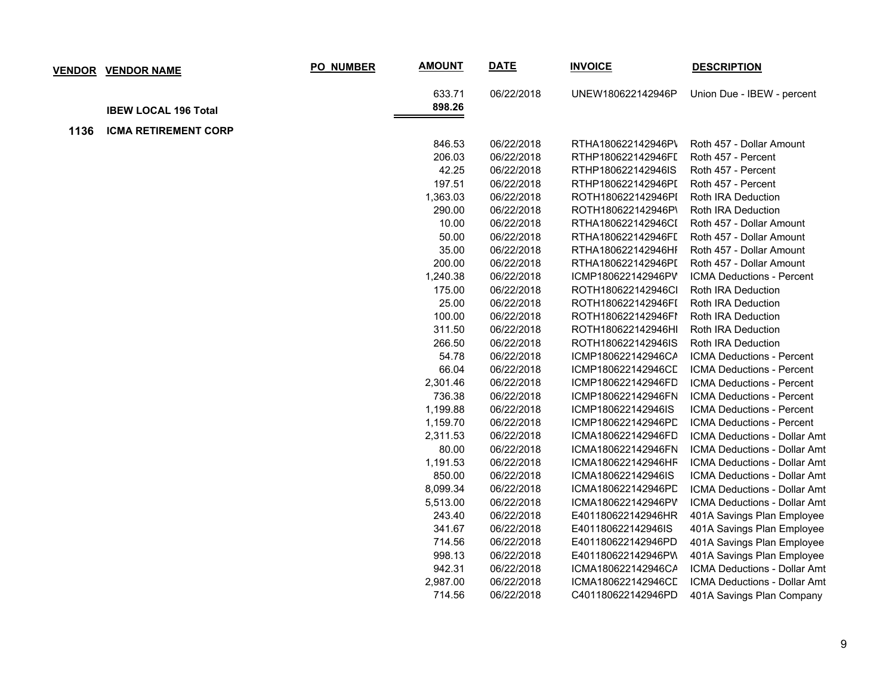| VENDOR | VENDOR NAME | PO_NUMBER | AMOUNT | DATE | INVOICE | DESCRIPTION |
|---|---|---|---|---|---|---|
| | | | 633.71 | 06/22/2018 | UNEW180622142946P | Union Due - IBEW - percent |
| | **IBEW LOCAL 196 Total** | | **898.26** | | | |
| **1136** | **ICMA RETIREMENT CORP** | | | | | |
| | | | 846.53 | 06/22/2018 | RTHA180622142946PV | Roth 457 - Dollar Amount |
| | | | 206.03 | 06/22/2018 | RTHP180622142946FD | Roth 457 - Percent |
| | | | 42.25 | 06/22/2018 | RTHP180622142946IS | Roth 457 - Percent |
| | | | 197.51 | 06/22/2018 | RTHP180622142946PD | Roth 457 - Percent |
| | | | 1,363.03 | 06/22/2018 | ROTH180622142946PD | Roth IRA Deduction |
| | | | 290.00 | 06/22/2018 | ROTH180622142946PV | Roth IRA Deduction |
| | | | 10.00 | 06/22/2018 | RTHA180622142946CD | Roth 457 - Dollar Amount |
| | | | 50.00 | 06/22/2018 | RTHA180622142946FD | Roth 457 - Dollar Amount |
| | | | 35.00 | 06/22/2018 | RTHA180622142946HR | Roth 457 - Dollar Amount |
| | | | 200.00 | 06/22/2018 | RTHA180622142946PD | Roth 457 - Dollar Amount |
| | | | 1,240.38 | 06/22/2018 | ICMP180622142946PW | ICMA Deductions - Percent |
| | | | 175.00 | 06/22/2018 | ROTH180622142946CD | Roth IRA Deduction |
| | | | 25.00 | 06/22/2018 | ROTH180622142946FD | Roth IRA Deduction |
| | | | 100.00 | 06/22/2018 | ROTH180622142946FN | Roth IRA Deduction |
| | | | 311.50 | 06/22/2018 | ROTH180622142946HR | Roth IRA Deduction |
| | | | 266.50 | 06/22/2018 | ROTH180622142946IS | Roth IRA Deduction |
| | | | 54.78 | 06/22/2018 | ICMP180622142946CA | ICMA Deductions - Percent |
| | | | 66.04 | 06/22/2018 | ICMP180622142946CD | ICMA Deductions - Percent |
| | | | 2,301.46 | 06/22/2018 | ICMP180622142946FD | ICMA Deductions - Percent |
| | | | 736.38 | 06/22/2018 | ICMP180622142946FN | ICMA Deductions - Percent |
| | | | 1,199.88 | 06/22/2018 | ICMP180622142946IS | ICMA Deductions - Percent |
| | | | 1,159.70 | 06/22/2018 | ICMP180622142946PD | ICMA Deductions - Percent |
| | | | 2,311.53 | 06/22/2018 | ICMA180622142946FD | ICMA Deductions - Dollar Amt |
| | | | 80.00 | 06/22/2018 | ICMA180622142946FN | ICMA Deductions - Dollar Amt |
| | | | 1,191.53 | 06/22/2018 | ICMA180622142946HR | ICMA Deductions - Dollar Amt |
| | | | 850.00 | 06/22/2018 | ICMA180622142946IS | ICMA Deductions - Dollar Amt |
| | | | 8,099.34 | 06/22/2018 | ICMA180622142946PD | ICMA Deductions - Dollar Amt |
| | | | 5,513.00 | 06/22/2018 | ICMA180622142946PW | ICMA Deductions - Dollar Amt |
| | | | 243.40 | 06/22/2018 | E401180622142946HR | 401A Savings Plan Employee |
| | | | 341.67 | 06/22/2018 | E401180622142946IS | 401A Savings Plan Employee |
| | | | 714.56 | 06/22/2018 | E401180622142946PD | 401A Savings Plan Employee |
| | | | 998.13 | 06/22/2018 | E401180622142946PW | 401A Savings Plan Employee |
| | | | 942.31 | 06/22/2018 | ICMA180622142946CA | ICMA Deductions - Dollar Amt |
| | | | 2,987.00 | 06/22/2018 | ICMA180622142946CD | ICMA Deductions - Dollar Amt |
| | | | 714.56 | 06/22/2018 | C401180622142946PD | 401A Savings Plan Company |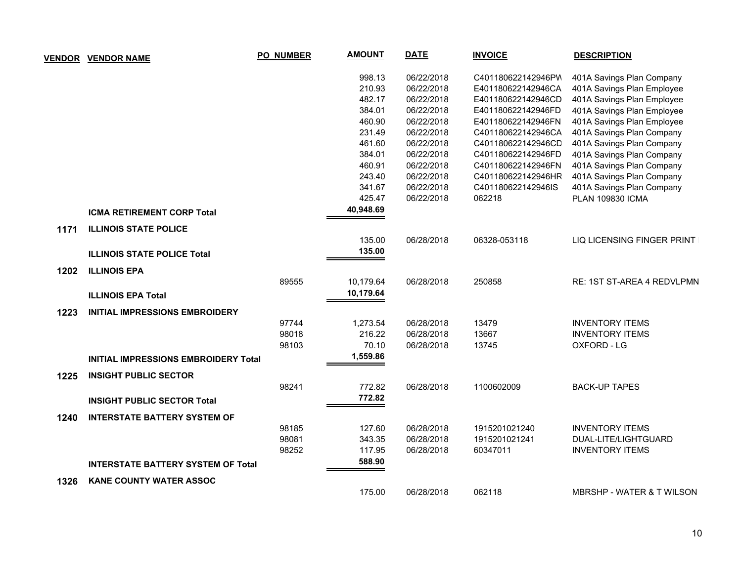| VENDOR | VENDOR NAME | PO NUMBER | AMOUNT | DATE | INVOICE | DESCRIPTION |
|---|---|---|---|---|---|---|
| | | | 998.13 | 06/22/2018 | C401180622142946PW | 401A Savings Plan Company |
| | | | 210.93 | 06/22/2018 | E401180622142946CA | 401A Savings Plan Employee |
| | | | 482.17 | 06/22/2018 | E401180622142946CD | 401A Savings Plan Employee |
| | | | 384.01 | 06/22/2018 | E401180622142946FD | 401A Savings Plan Employee |
| | | | 460.90 | 06/22/2018 | E401180622142946FN | 401A Savings Plan Employee |
| | | | 231.49 | 06/22/2018 | C401180622142946CA | 401A Savings Plan Company |
| | | | 461.60 | 06/22/2018 | C401180622142946CD | 401A Savings Plan Company |
| | | | 384.01 | 06/22/2018 | C401180622142946FD | 401A Savings Plan Company |
| | | | 460.91 | 06/22/2018 | C401180622142946FN | 401A Savings Plan Company |
| | | | 243.40 | 06/22/2018 | C401180622142946HR | 401A Savings Plan Company |
| | | | 341.67 | 06/22/2018 | C401180622142946IS | 401A Savings Plan Company |
| | | | 425.47 | 06/22/2018 | 062218 | PLAN 109830 ICMA |
| | **ICMA RETIREMENT CORP Total** | | **40,948.69** | | | |
| **1171** | **ILLINOIS STATE POLICE** | | | | | |
| | | | 135.00 | 06/28/2018 | 06328-053118 | LIQ LICENSING FINGER PRINT |
| | **ILLINOIS STATE POLICE Total** | | **135.00** | | | |
| **1202** | **ILLINOIS EPA** | | | | | |
| | | 89555 | 10,179.64 | 06/28/2018 | 250858 | RE: 1ST ST-AREA 4 REDVLPMN |
| | **ILLINOIS EPA Total** | | **10,179.64** | | | |
| **1223** | **INITIAL IMPRESSIONS EMBROIDERY** | | | | | |
| | | 97744 | 1,273.54 | 06/28/2018 | 13479 | INVENTORY ITEMS |
| | | 98018 | 216.22 | 06/28/2018 | 13667 | INVENTORY ITEMS |
| | | 98103 | 70.10 | 06/28/2018 | 13745 | OXFORD - LG |
| | **INITIAL IMPRESSIONS EMBROIDERY Total** | | **1,559.86** | | | |
| **1225** | **INSIGHT PUBLIC SECTOR** | | | | | |
| | | 98241 | 772.82 | 06/28/2018 | 1100602009 | BACK-UP TAPES |
| | **INSIGHT PUBLIC SECTOR Total** | | **772.82** | | | |
| **1240** | **INTERSTATE BATTERY SYSTEM OF** | | | | | |
| | | 98185 | 127.60 | 06/28/2018 | 1915201021240 | INVENTORY ITEMS |
| | | 98081 | 343.35 | 06/28/2018 | 1915201021241 | DUAL-LITE/LIGHTGUARD |
| | | 98252 | 117.95 | 06/28/2018 | 60347011 | INVENTORY ITEMS |
| | **INTERSTATE BATTERY SYSTEM OF Total** | | **588.90** | | | |
| **1326** | **KANE COUNTY WATER ASSOC** | | | | | |
| | | | 175.00 | 06/28/2018 | 062118 | MBRSHP - WATER & T WILSON |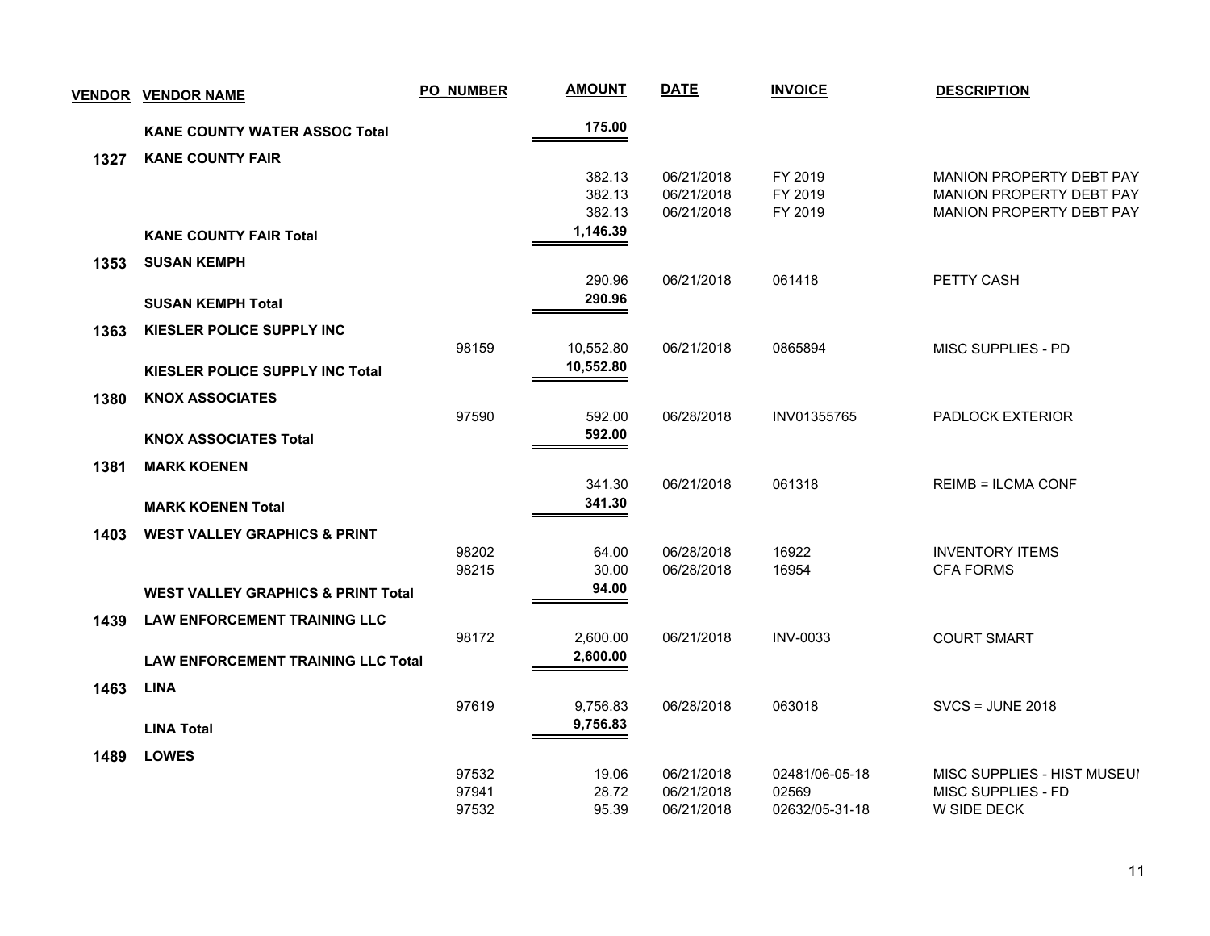| VENDOR | VENDOR NAME | PO NUMBER | AMOUNT | DATE | INVOICE | DESCRIPTION |
|---|---|---|---|---|---|---|
| | **KANE COUNTY WATER ASSOC Total** | | **175.00** | | | |
| **1327** | **KANE COUNTY FAIR** | | | | | |
| | | | 382.13 | 06/21/2018 | FY 2019 | MANION PROPERTY DEBT PAY |
| | | | 382.13 | 06/21/2018 | FY 2019 | MANION PROPERTY DEBT PAY |
| | | | 382.13 | 06/21/2018 | FY 2019 | MANION PROPERTY DEBT PAY |
| | **KANE COUNTY FAIR Total** | | **1,146.39** | | | |
| **1353** | **SUSAN KEMPH** | | | | | |
| | | | 290.96 | 06/21/2018 | 061418 | PETTY CASH |
| | **SUSAN KEMPH Total** | | **290.96** | | | |
| **1363** | **KIESLER POLICE SUPPLY INC** | | | | | |
| | | 98159 | 10,552.80 | 06/21/2018 | 0865894 | MISC SUPPLIES - PD |
| | **KIESLER POLICE SUPPLY INC Total** | | **10,552.80** | | | |
| **1380** | **KNOX ASSOCIATES** | | | | | |
| | | 97590 | 592.00 | 06/28/2018 | INV01355765 | PADLOCK EXTERIOR |
| | **KNOX ASSOCIATES Total** | | **592.00** | | | |
| **1381** | **MARK KOENEN** | | | | | |
| | | | 341.30 | 06/21/2018 | 061318 | REIMB = ILCMA CONF |
| | **MARK KOENEN Total** | | **341.30** | | | |
| **1403** | **WEST VALLEY GRAPHICS & PRINT** | | | | | |
| | | 98202 | 64.00 | 06/28/2018 | 16922 | INVENTORY ITEMS |
| | | 98215 | 30.00 | 06/28/2018 | 16954 | CFA FORMS |
| | **WEST VALLEY GRAPHICS & PRINT Total** | | **94.00** | | | |
| **1439** | **LAW ENFORCEMENT TRAINING LLC** | | | | | |
| | | 98172 | 2,600.00 | 06/21/2018 | INV-0033 | COURT SMART |
| | **LAW ENFORCEMENT TRAINING LLC Total** | | **2,600.00** | | | |
| **1463** | **LINA** | | | | | |
| | | 97619 | 9,756.83 | 06/28/2018 | 063018 | SVCS = JUNE 2018 |
| | **LINA Total** | | **9,756.83** | | | |
| **1489** | **LOWES** | | | | | |
| | | 97532 | 19.06 | 06/21/2018 | 02481/06-05-18 | MISC SUPPLIES - HIST MUSEUI |
| | | 97941 | 28.72 | 06/21/2018 | 02569 | MISC SUPPLIES - FD |
| | | 97532 | 95.39 | 06/21/2018 | 02632/05-31-18 | W SIDE DECK |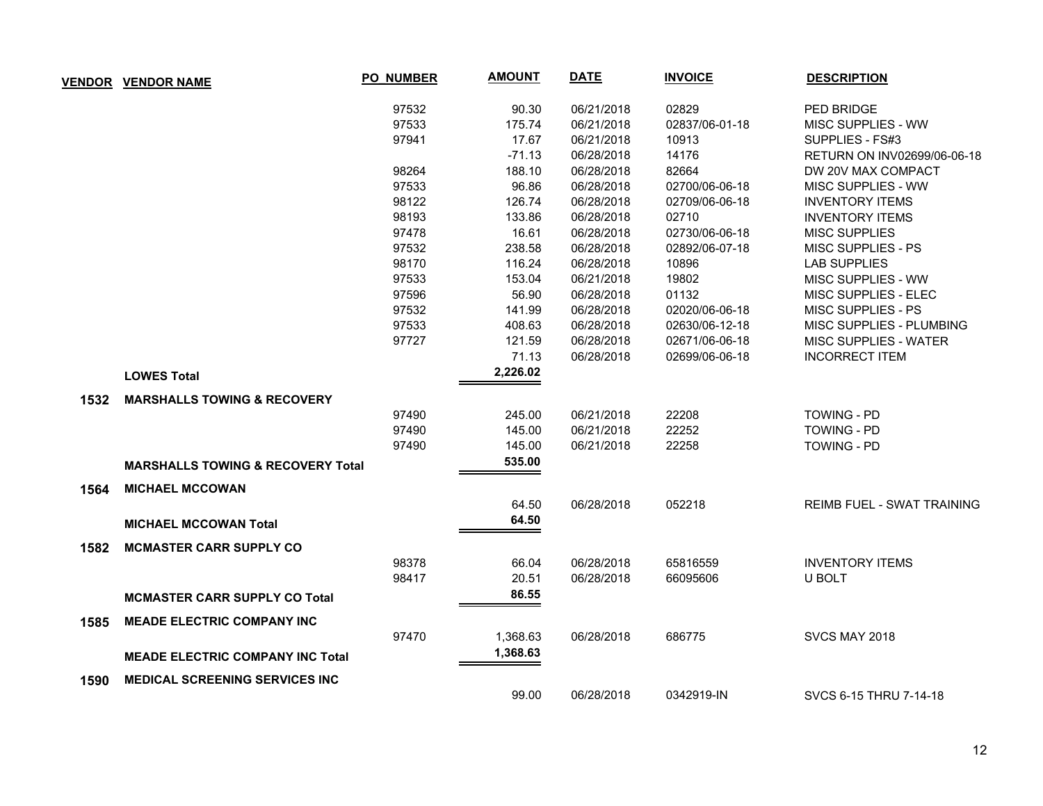| VENDOR | VENDOR NAME | PO NUMBER | AMOUNT | DATE | INVOICE | DESCRIPTION |
|---|---|---|---|---|---|---|
| | | 97532 | 90.30 | 06/21/2018 | 02829 | PED BRIDGE |
| | | 97533 | 175.74 | 06/21/2018 | 02837/06-01-18 | MISC SUPPLIES - WW |
| | | 97941 | 17.67 | 06/21/2018 | 10913 | SUPPLIES - FS#3 |
| | | | -71.13 | 06/28/2018 | 14176 | RETURN ON INV02699/06-06-18 |
| | | 98264 | 188.10 | 06/28/2018 | 82664 | DW 20V MAX COMPACT |
| | | 97533 | 96.86 | 06/28/2018 | 02700/06-06-18 | MISC SUPPLIES - WW |
| | | 98122 | 126.74 | 06/28/2018 | 02709/06-06-18 | INVENTORY ITEMS |
| | | 98193 | 133.86 | 06/28/2018 | 02710 | INVENTORY ITEMS |
| | | 97478 | 16.61 | 06/28/2018 | 02730/06-06-18 | MISC SUPPLIES |
| | | 97532 | 238.58 | 06/28/2018 | 02892/06-07-18 | MISC SUPPLIES - PS |
| | | 98170 | 116.24 | 06/28/2018 | 10896 | LAB SUPPLIES |
| | | 97533 | 153.04 | 06/21/2018 | 19802 | MISC SUPPLIES - WW |
| | | 97596 | 56.90 | 06/28/2018 | 01132 | MISC SUPPLIES - ELEC |
| | | 97532 | 141.99 | 06/28/2018 | 02020/06-06-18 | MISC SUPPLIES - PS |
| | | 97533 | 408.63 | 06/28/2018 | 02630/06-12-18 | MISC SUPPLIES - PLUMBING |
| | | 97727 | 121.59 | 06/28/2018 | 02671/06-06-18 | MISC SUPPLIES - WATER |
| | | | 71.13 | 06/28/2018 | 02699/06-06-18 | INCORRECT ITEM |
| | **LOWES Total** | | **2,226.02** | | | |
| **1532** | **MARSHALLS TOWING & RECOVERY** | | | | | |
| | | 97490 | 245.00 | 06/21/2018 | 22208 | TOWING - PD |
| | | 97490 | 145.00 | 06/21/2018 | 22252 | TOWING - PD |
| | | 97490 | 145.00 | 06/21/2018 | 22258 | TOWING - PD |
| | **MARSHALLS TOWING & RECOVERY Total** | | **535.00** | | | |
| **1564** | **MICHAEL MCCOWAN** | | | | | |
| | | | 64.50 | 06/28/2018 | 052218 | REIMB FUEL - SWAT TRAINING |
| | **MICHAEL MCCOWAN Total** | | **64.50** | | | |
| **1582** | **MCMASTER CARR SUPPLY CO** | | | | | |
| | | 98378 | 66.04 | 06/28/2018 | 65816559 | INVENTORY ITEMS |
| | | 98417 | 20.51 | 06/28/2018 | 66095606 | U BOLT |
| | **MCMASTER CARR SUPPLY CO Total** | | **86.55** | | | |
| **1585** | **MEADE ELECTRIC COMPANY INC** | | | | | |
| | | 97470 | 1,368.63 | 06/28/2018 | 686775 | SVCS MAY 2018 |
| | **MEADE ELECTRIC COMPANY INC Total** | | **1,368.63** | | | |
| **1590** | **MEDICAL SCREENING SERVICES INC** | | | | | |
| | | | 99.00 | 06/28/2018 | 0342919-IN | SVCS 6-15 THRU 7-14-18 |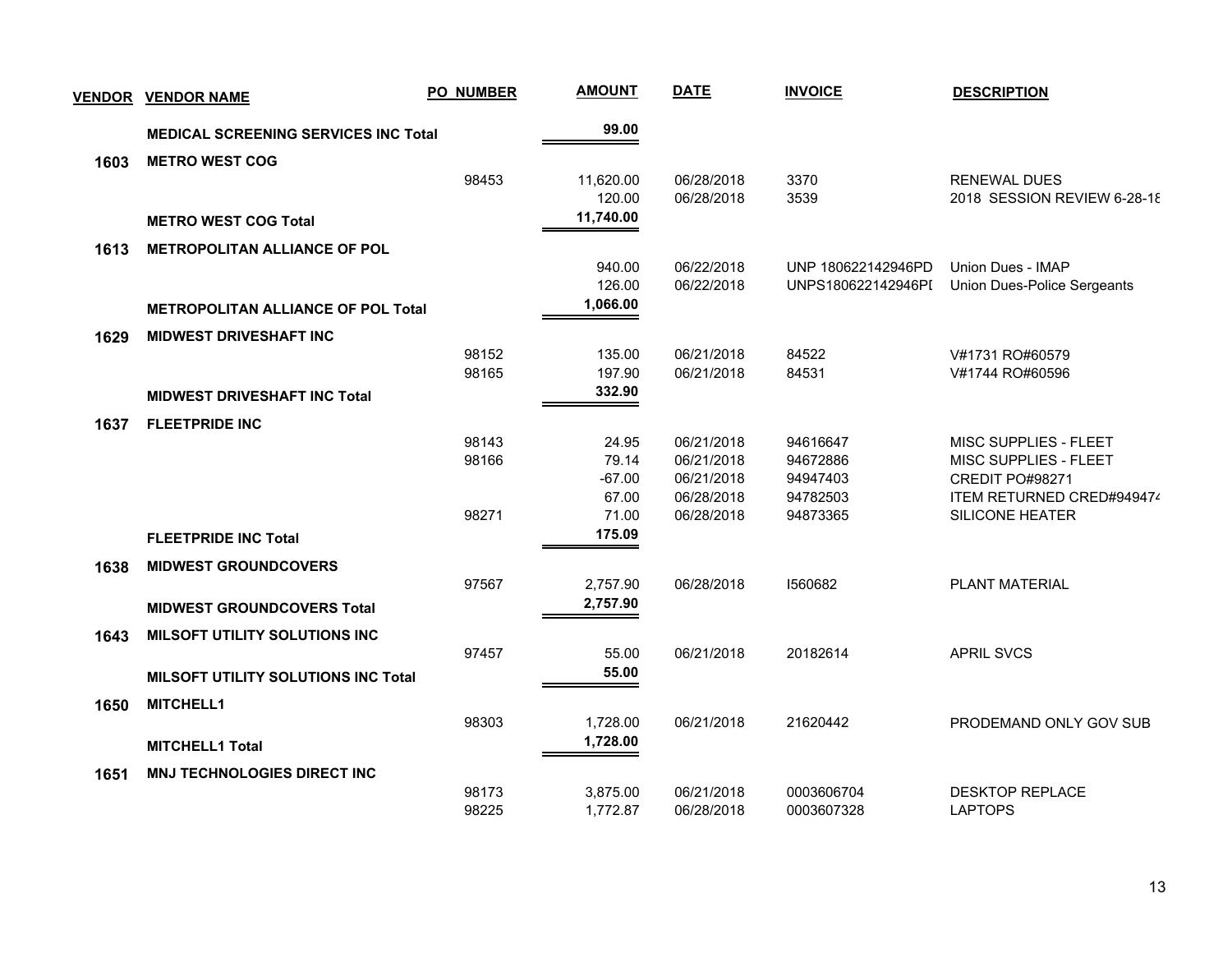| VENDOR | VENDOR NAME | PO NUMBER | AMOUNT | DATE | INVOICE | DESCRIPTION |
|---|---|---|---|---|---|---|
| | **MEDICAL SCREENING SERVICES INC Total** | | **99.00** | | | |
| **1603** | **METRO WEST COG** | | | | | |
| | | 98453 | 11,620.00 | 06/28/2018 | 3370 | RENEWAL DUES |
| | | | 120.00 | 06/28/2018 | 3539 | 2018 SESSION REVIEW 6-28-18 |
| | **METRO WEST COG Total** | | **11,740.00** | | | |
| **1613** | **METROPOLITAN ALLIANCE OF POL** | | | | | |
| | | | 940.00 | 06/22/2018 | UNP 180622142946PD | Union Dues - IMAP |
| | | | 126.00 | 06/22/2018 | UNPS180622142946PI | Union Dues-Police Sergeants |
| | **METROPOLITAN ALLIANCE OF POL Total** | | **1,066.00** | | | |
| **1629** | **MIDWEST DRIVESHAFT INC** | | | | | |
| | | 98152 | 135.00 | 06/21/2018 | 84522 | V#1731 RO#60579 |
| | | 98165 | 197.90 | 06/21/2018 | 84531 | V#1744 RO#60596 |
| | **MIDWEST DRIVESHAFT INC Total** | | **332.90** | | | |
| **1637** | **FLEETPRIDE INC** | | | | | |
| | | 98143 | 24.95 | 06/21/2018 | 94616647 | MISC SUPPLIES - FLEET |
| | | 98166 | 79.14 | 06/21/2018 | 94672886 | MISC SUPPLIES - FLEET |
| | | | -67.00 | 06/21/2018 | 94947403 | CREDIT PO#98271 |
| | | | 67.00 | 06/28/2018 | 94782503 | ITEM RETURNED CRED#949474 |
| | | 98271 | 71.00 | 06/28/2018 | 94873365 | SILICONE HEATER |
| | **FLEETPRIDE INC Total** | | **175.09** | | | |
| **1638** | **MIDWEST GROUNDCOVERS** | | | | | |
| | | 97567 | 2,757.90 | 06/28/2018 | I560682 | PLANT MATERIAL |
| | **MIDWEST GROUNDCOVERS Total** | | **2,757.90** | | | |
| **1643** | **MILSOFT UTILITY SOLUTIONS INC** | | | | | |
| | | 97457 | 55.00 | 06/21/2018 | 20182614 | APRIL SVCS |
| | **MILSOFT UTILITY SOLUTIONS INC Total** | | **55.00** | | | |
| **1650** | **MITCHELL1** | | | | | |
| | | 98303 | 1,728.00 | 06/21/2018 | 21620442 | PRODEMAND ONLY GOV SUB |
| | **MITCHELL1 Total** | | **1,728.00** | | | |
| **1651** | **MNJ TECHNOLOGIES DIRECT INC** | | | | | |
| | | 98173 | 3,875.00 | 06/21/2018 | 0003606704 | DESKTOP REPLACE |
| | | 98225 | 1,772.87 | 06/28/2018 | 0003607328 | LAPTOPS |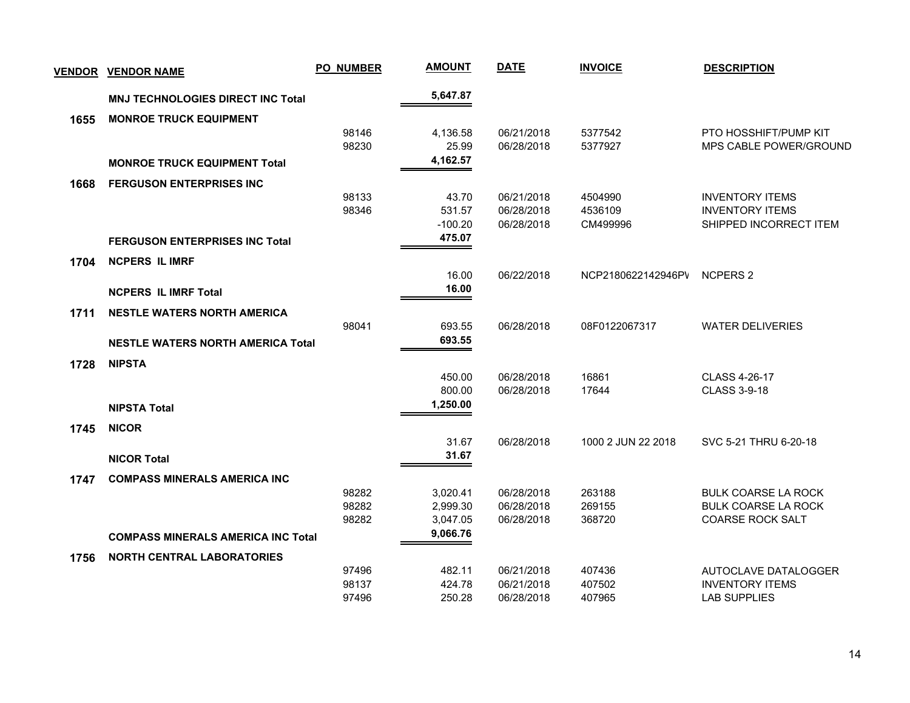| VENDOR | VENDOR NAME | PO NUMBER | AMOUNT | DATE | INVOICE | DESCRIPTION |
|---|---|---|---|---|---|---|
| | **MNJ TECHNOLOGIES DIRECT INC Total** | | **5,647.87** | | | |
| **1655** | **MONROE TRUCK EQUIPMENT** | | | | | |
| | | 98146 | 4,136.58 | 06/21/2018 | 5377542 | PTO HOSSHIFT/PUMP KIT |
| | | 98230 | 25.99 | 06/28/2018 | 5377927 | MPS CABLE POWER/GROUND |
| | **MONROE TRUCK EQUIPMENT Total** | | **4,162.57** | | | |
| **1668** | **FERGUSON ENTERPRISES INC** | | | | | |
| | | 98133 | 43.70 | 06/21/2018 | 4504990 | INVENTORY ITEMS |
| | | 98346 | 531.57 | 06/28/2018 | 4536109 | INVENTORY ITEMS |
| | | | -100.20 | 06/28/2018 | CM499996 | SHIPPED INCORRECT ITEM |
| | **FERGUSON ENTERPRISES INC Total** | | **475.07** | | | |
| **1704** | **NCPERS IL IMRF** | | | | | |
| | | | 16.00 | 06/22/2018 | NCP2180622142946PV | NCPERS 2 |
| | **NCPERS IL IMRF Total** | | **16.00** | | | |
| **1711** | **NESTLE WATERS NORTH AMERICA** | | | | | |
| | | 98041 | 693.55 | 06/28/2018 | 08F0122067317 | WATER DELIVERIES |
| | **NESTLE WATERS NORTH AMERICA Total** | | **693.55** | | | |
| **1728** | **NIPSTA** | | | | | |
| | | | 450.00 | 06/28/2018 | 16861 | CLASS 4-26-17 |
| | | | 800.00 | 06/28/2018 | 17644 | CLASS 3-9-18 |
| | **NIPSTA Total** | | **1,250.00** | | | |
| **1745** | **NICOR** | | | | | |
| | | | 31.67 | 06/28/2018 | 1000 2 JUN 22 2018 | SVC 5-21 THRU 6-20-18 |
| | **NICOR Total** | | **31.67** | | | |
| **1747** | **COMPASS MINERALS AMERICA INC** | | | | | |
| | | 98282 | 3,020.41 | 06/28/2018 | 263188 | BULK COARSE LA ROCK |
| | | 98282 | 2,999.30 | 06/28/2018 | 269155 | BULK COARSE LA ROCK |
| | | 98282 | 3,047.05 | 06/28/2018 | 368720 | COARSE ROCK SALT |
| | **COMPASS MINERALS AMERICA INC Total** | | **9,066.76** | | | |
| **1756** | **NORTH CENTRAL LABORATORIES** | | | | | |
| | | 97496 | 482.11 | 06/21/2018 | 407436 | AUTOCLAVE DATALOGGER |
| | | 98137 | 424.78 | 06/21/2018 | 407502 | INVENTORY ITEMS |
| | | 97496 | 250.28 | 06/28/2018 | 407965 | LAB SUPPLIES |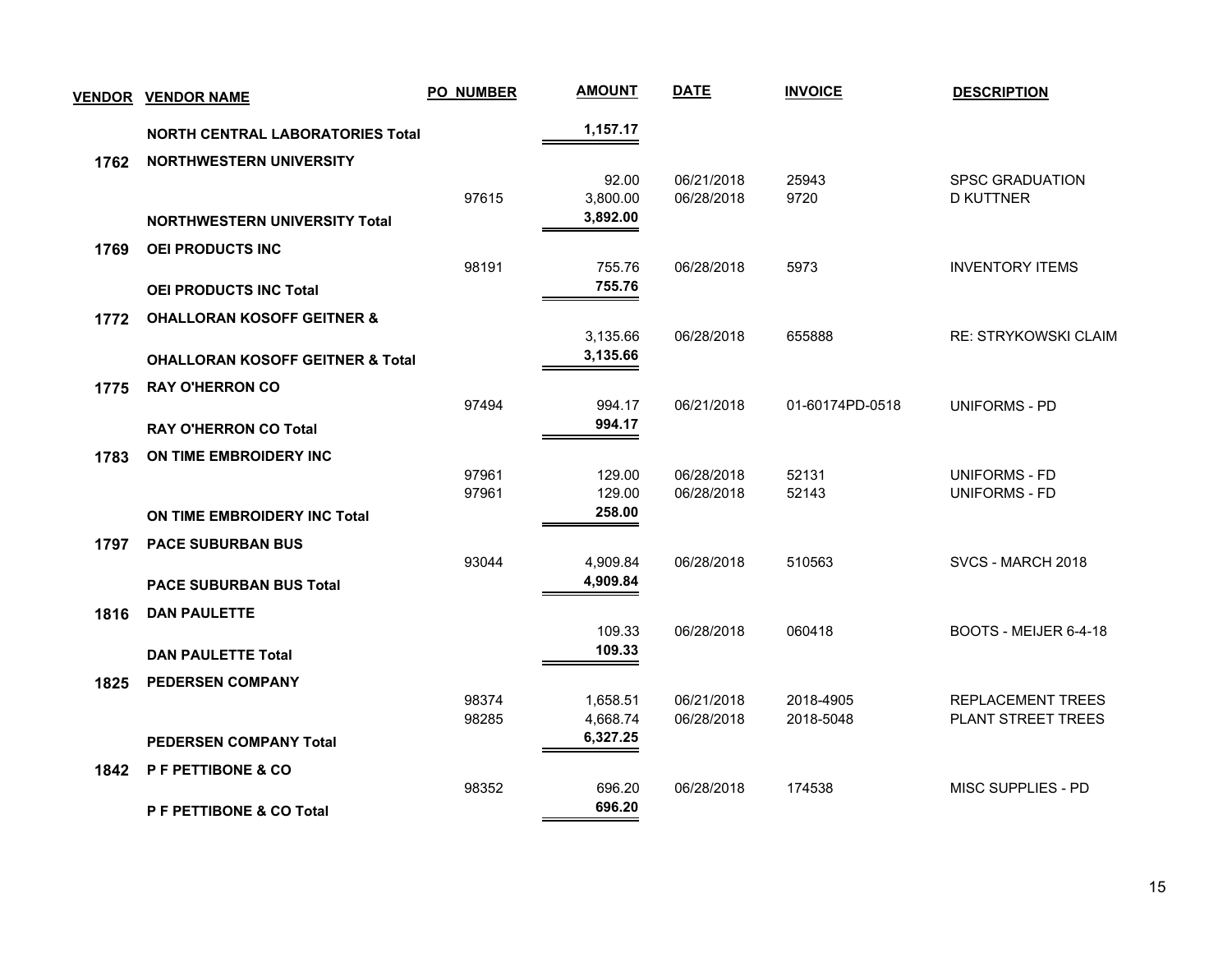| VENDOR | VENDOR NAME | PO_NUMBER | AMOUNT | DATE | INVOICE | DESCRIPTION |
|---|---|---|---|---|---|---|
| | **NORTH CENTRAL LABORATORIES Total** | | **1,157.17** | | | |
| **1762** | **NORTHWESTERN UNIVERSITY** | | | | | |
| | | | 92.00 | 06/21/2018 | 25943 | SPSC GRADUATION |
| | | 97615 | 3,800.00 | 06/28/2018 | 9720 | D KUTTNER |
| | **NORTHWESTERN UNIVERSITY Total** | | **3,892.00** | | | |
| **1769** | **OEI PRODUCTS INC** | | | | | |
| | | 98191 | 755.76 | 06/28/2018 | 5973 | INVENTORY ITEMS |
| | **OEI PRODUCTS INC Total** | | **755.76** | | | |
| **1772** | **OHALLORAN KOSOFF GEITNER &** | | | | | |
| | | | 3,135.66 | 06/28/2018 | 655888 | RE: STRYKOWSKI CLAIM |
| | **OHALLORAN KOSOFF GEITNER & Total** | | **3,135.66** | | | |
| **1775** | **RAY O'HERRON CO** | | | | | |
| | | 97494 | 994.17 | 06/21/2018 | 01-60174PD-0518 | UNIFORMS - PD |
| | **RAY O'HERRON CO Total** | | **994.17** | | | |
| **1783** | **ON TIME EMBROIDERY INC** | | | | | |
| | | 97961 | 129.00 | 06/28/2018 | 52131 | UNIFORMS - FD |
| | | 97961 | 129.00 | 06/28/2018 | 52143 | UNIFORMS - FD |
| | **ON TIME EMBROIDERY INC Total** | | **258.00** | | | |
| **1797** | **PACE SUBURBAN BUS** | | | | | |
| | | 93044 | 4,909.84 | 06/28/2018 | 510563 | SVCS - MARCH 2018 |
| | **PACE SUBURBAN BUS Total** | | **4,909.84** | | | |
| **1816** | **DAN PAULETTE** | | | | | |
| | | | 109.33 | 06/28/2018 | 060418 | BOOTS - MEIJER 6-4-18 |
| | **DAN PAULETTE Total** | | **109.33** | | | |
| **1825** | **PEDERSEN COMPANY** | | | | | |
| | | 98374 | 1,658.51 | 06/21/2018 | 2018-4905 | REPLACEMENT TREES |
| | | 98285 | 4,668.74 | 06/28/2018 | 2018-5048 | PLANT STREET TREES |
| | **PEDERSEN COMPANY Total** | | **6,327.25** | | | |
| **1842** | **P F PETTIBONE & CO** | | | | | |
| | | 98352 | 696.20 | 06/28/2018 | 174538 | MISC SUPPLIES - PD |
| | **P F PETTIBONE & CO Total** | | **696.20** | | | |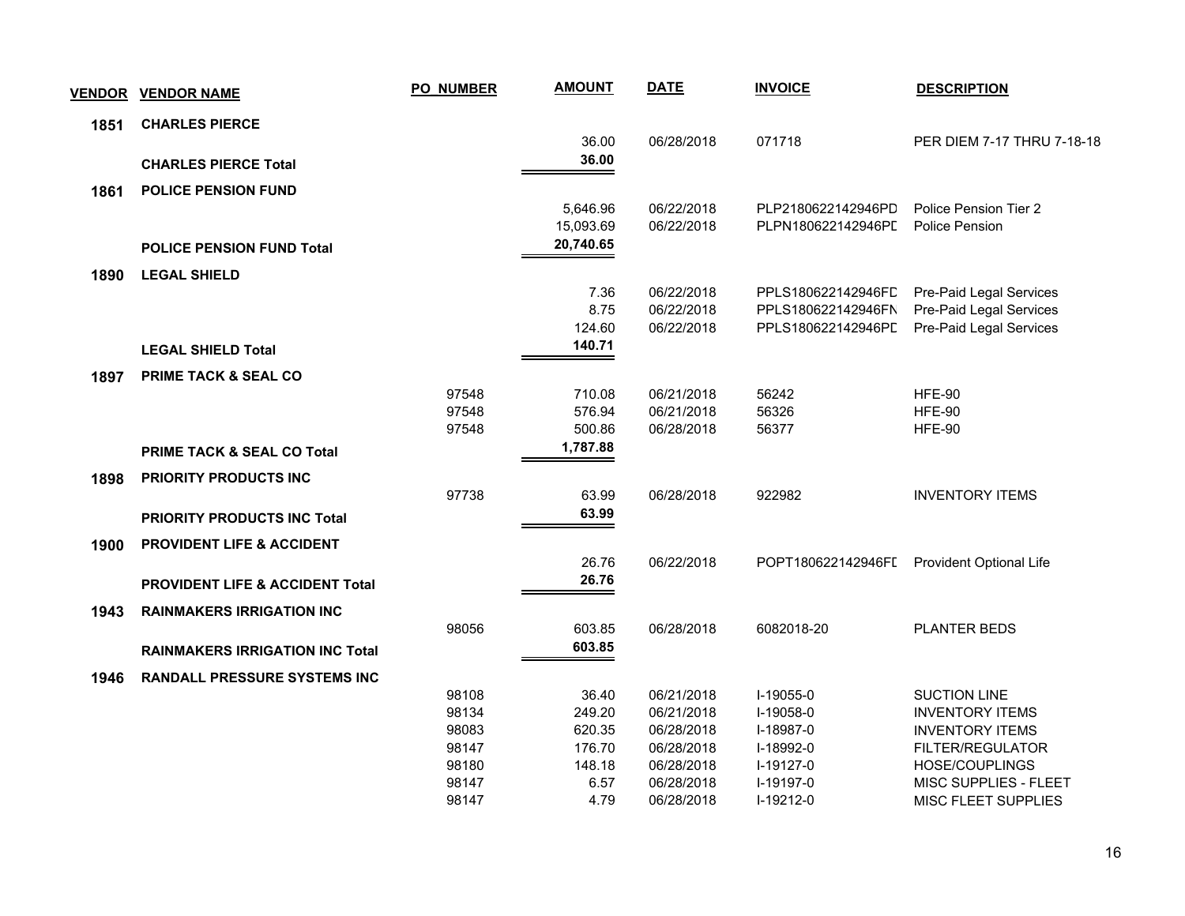| VENDOR | VENDOR NAME | PO NUMBER | AMOUNT | DATE | INVOICE | DESCRIPTION |
|---|---|---|---|---|---|---|
| 1851 | CHARLES PIERCE | | | | | |
| | | | 36.00 | 06/28/2018 | 071718 | PER DIEM 7-17 THRU 7-18-18 |
| | **CHARLES PIERCE Total** | | **36.00** | | | |
| 1861 | POLICE PENSION FUND | | | | | |
| | | | 5,646.96 | 06/22/2018 | PLP2180622142946PD | Police Pension Tier 2 |
| | | | 15,093.69 | 06/22/2018 | PLPN180622142946PD | Police Pension |
| | **POLICE PENSION FUND Total** | | **20,740.65** | | | |
| 1890 | LEGAL SHIELD | | | | | |
| | | | 7.36 | 06/22/2018 | PPLS180622142946FD | Pre-Paid Legal Services |
| | | | 8.75 | 06/22/2018 | PPLS180622142946FN | Pre-Paid Legal Services |
| | | | 124.60 | 06/22/2018 | PPLS180622142946PD | Pre-Paid Legal Services |
| | **LEGAL SHIELD Total** | | **140.71** | | | |
| 1897 | PRIME TACK & SEAL CO | | | | | |
| | | 97548 | 710.08 | 06/21/2018 | 56242 | HFE-90 |
| | | 97548 | 576.94 | 06/21/2018 | 56326 | HFE-90 |
| | | 97548 | 500.86 | 06/28/2018 | 56377 | HFE-90 |
| | **PRIME TACK & SEAL CO Total** | | **1,787.88** | | | |
| 1898 | PRIORITY PRODUCTS INC | | | | | |
| | | 97738 | 63.99 | 06/28/2018 | 922982 | INVENTORY ITEMS |
| | **PRIORITY PRODUCTS INC Total** | | **63.99** | | | |
| 1900 | PROVIDENT LIFE & ACCIDENT | | | | | |
| | | | 26.76 | 06/22/2018 | POPT180622142946FD | Provident Optional Life |
| | **PROVIDENT LIFE & ACCIDENT Total** | | **26.76** | | | |
| 1943 | RAINMAKERS IRRIGATION INC | | | | | |
| | | 98056 | 603.85 | 06/28/2018 | 6082018-20 | PLANTER BEDS |
| | **RAINMAKERS IRRIGATION INC Total** | | **603.85** | | | |
| 1946 | RANDALL PRESSURE SYSTEMS INC | | | | | |
| | | 98108 | 36.40 | 06/21/2018 | I-19055-0 | SUCTION LINE |
| | | 98134 | 249.20 | 06/21/2018 | I-19058-0 | INVENTORY ITEMS |
| | | 98083 | 620.35 | 06/28/2018 | I-18987-0 | INVENTORY ITEMS |
| | | 98147 | 176.70 | 06/28/2018 | I-18992-0 | FILTER/REGULATOR |
| | | 98180 | 148.18 | 06/28/2018 | I-19127-0 | HOSE/COUPLINGS |
| | | 98147 | 6.57 | 06/28/2018 | I-19197-0 | MISC SUPPLIES - FLEET |
| | | 98147 | 4.79 | 06/28/2018 | I-19212-0 | MISC FLEET SUPPLIES |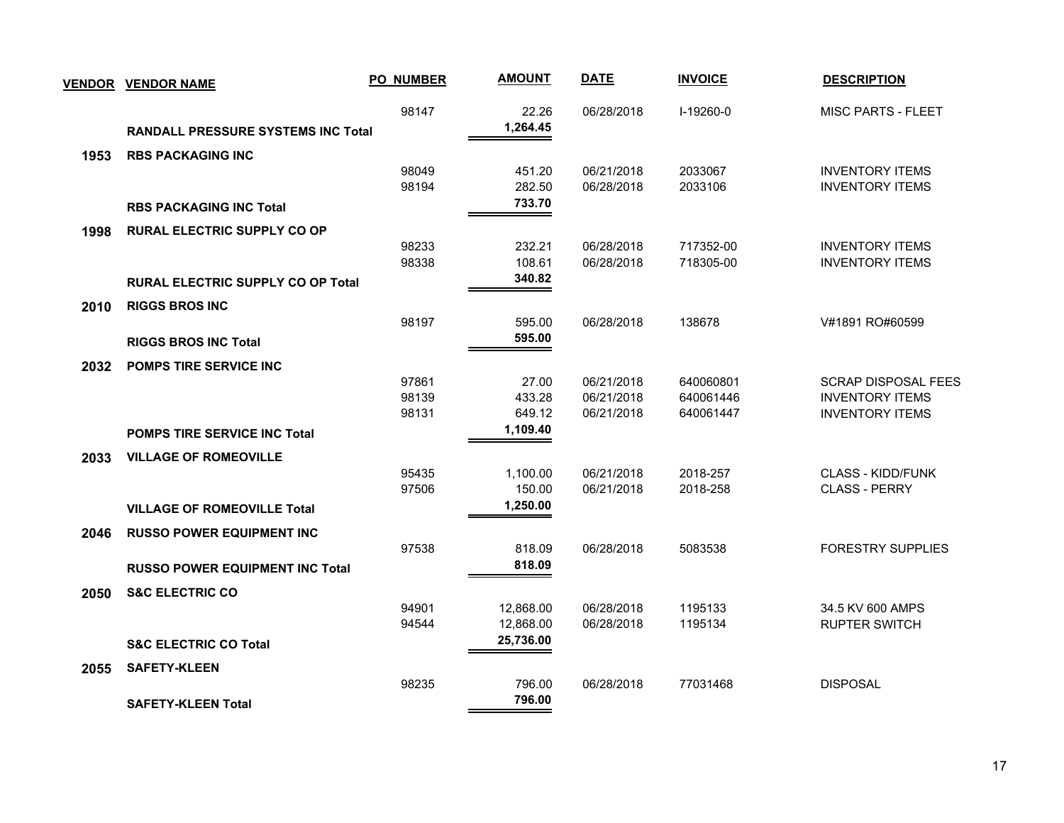| VENDOR | VENDOR NAME | PO NUMBER | AMOUNT | DATE | INVOICE | DESCRIPTION |
|---|---|---|---|---|---|---|
| | | 98147 | 22.26 | 06/28/2018 | I-19260-0 | MISC PARTS - FLEET |
| | **RANDALL PRESSURE SYSTEMS INC Total** | | **1,264.45** | | | |
| **1953** | **RBS PACKAGING INC** | | | | | |
| | | 98049 | 451.20 | 06/21/2018 | 2033067 | INVENTORY ITEMS |
| | | 98194 | 282.50 | 06/28/2018 | 2033106 | INVENTORY ITEMS |
| | **RBS PACKAGING INC Total** | | **733.70** | | | |
| **1998** | **RURAL ELECTRIC SUPPLY CO OP** | | | | | |
| | | 98233 | 232.21 | 06/28/2018 | 717352-00 | INVENTORY ITEMS |
| | | 98338 | 108.61 | 06/28/2018 | 718305-00 | INVENTORY ITEMS |
| | **RURAL ELECTRIC SUPPLY CO OP Total** | | **340.82** | | | |
| **2010** | **RIGGS BROS INC** | | | | | |
| | | 98197 | 595.00 | 06/28/2018 | 138678 | V#1891 RO#60599 |
| | **RIGGS BROS INC Total** | | **595.00** | | | |
| **2032** | **POMPS TIRE SERVICE INC** | | | | | |
| | | 97861 | 27.00 | 06/21/2018 | 640060801 | SCRAP DISPOSAL FEES |
| | | 98139 | 433.28 | 06/21/2018 | 640061446 | INVENTORY ITEMS |
| | | 98131 | 649.12 | 06/21/2018 | 640061447 | INVENTORY ITEMS |
| | **POMPS TIRE SERVICE INC Total** | | **1,109.40** | | | |
| **2033** | **VILLAGE OF ROMEOVILLE** | | | | | |
| | | 95435 | 1,100.00 | 06/21/2018 | 2018-257 | CLASS - KIDD/FUNK |
| | | 97506 | 150.00 | 06/21/2018 | 2018-258 | CLASS - PERRY |
| | **VILLAGE OF ROMEOVILLE Total** | | **1,250.00** | | | |
| **2046** | **RUSSO POWER EQUIPMENT INC** | | | | | |
| | | 97538 | 818.09 | 06/28/2018 | 5083538 | FORESTRY SUPPLIES |
| | **RUSSO POWER EQUIPMENT INC Total** | | **818.09** | | | |
| **2050** | **S&C ELECTRIC CO** | | | | | |
| | | 94901 | 12,868.00 | 06/28/2018 | 1195133 | 34.5 KV 600 AMPS |
| | | 94544 | 12,868.00 | 06/28/2018 | 1195134 | RUPTER SWITCH |
| | **S&C ELECTRIC CO Total** | | **25,736.00** | | | |
| **2055** | **SAFETY-KLEEN** | | | | | |
| | | 98235 | 796.00 | 06/28/2018 | 77031468 | DISPOSAL |
| | **SAFETY-KLEEN Total** | | **796.00** | | | |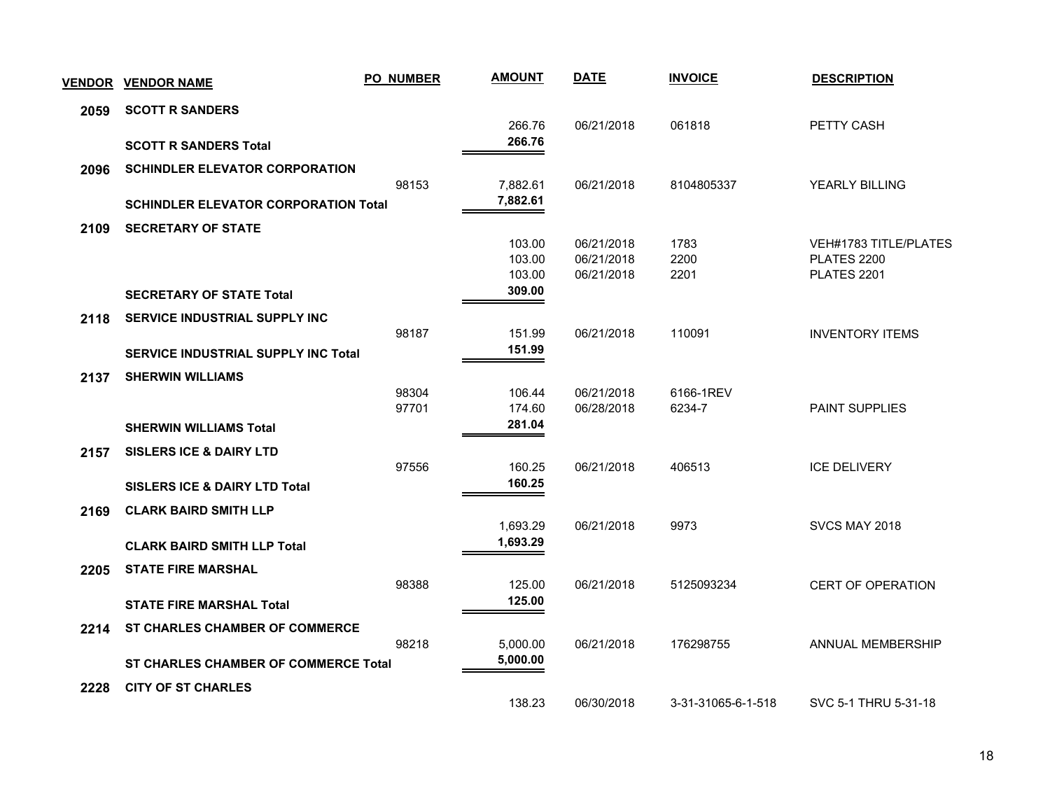| VENDOR | VENDOR NAME | PO NUMBER | AMOUNT | DATE | INVOICE | DESCRIPTION |
|---|---|---|---|---|---|---|
| **2059** | **SCOTT R SANDERS** | | | | | |
| | | | 266.76 | 06/21/2018 | 061818 | PETTY CASH |
| | **SCOTT R SANDERS Total** | | **266.76** | | | |
| **2096** | **SCHINDLER ELEVATOR CORPORATION** | | | | | |
| | | 98153 | 7,882.61 | 06/21/2018 | 8104805337 | YEARLY BILLING |
| | **SCHINDLER ELEVATOR CORPORATION Total** | | **7,882.61** | | | |
| **2109** | **SECRETARY OF STATE** | | | | | |
| | | | 103.00 | 06/21/2018 | 1783 | VEH#1783 TITLE/PLATES |
| | | | 103.00 | 06/21/2018 | 2200 | PLATES 2200 |
| | | | 103.00 | 06/21/2018 | 2201 | PLATES 2201 |
| | **SECRETARY OF STATE Total** | | **309.00** | | | |
| **2118** | **SERVICE INDUSTRIAL SUPPLY INC** | | | | | |
| | | 98187 | 151.99 | 06/21/2018 | 110091 | INVENTORY ITEMS |
| | **SERVICE INDUSTRIAL SUPPLY INC Total** | | **151.99** | | | |
| **2137** | **SHERWIN WILLIAMS** | | | | | |
| | | 98304 | 106.44 | 06/21/2018 | 6166-1REV | |
| | | 97701 | 174.60 | 06/28/2018 | 6234-7 | PAINT SUPPLIES |
| | **SHERWIN WILLIAMS Total** | | **281.04** | | | |
| **2157** | **SISLERS ICE & DAIRY LTD** | | | | | |
| | | 97556 | 160.25 | 06/21/2018 | 406513 | ICE DELIVERY |
| | **SISLERS ICE & DAIRY LTD Total** | | **160.25** | | | |
| **2169** | **CLARK BAIRD SMITH LLP** | | | | | |
| | | | 1,693.29 | 06/21/2018 | 9973 | SVCS MAY 2018 |
| | **CLARK BAIRD SMITH LLP Total** | | **1,693.29** | | | |
| **2205** | **STATE FIRE MARSHAL** | | | | | |
| | | 98388 | 125.00 | 06/21/2018 | 5125093234 | CERT OF OPERATION |
| | **STATE FIRE MARSHAL Total** | | **125.00** | | | |
| **2214** | **ST CHARLES CHAMBER OF COMMERCE** | | | | | |
| | | 98218 | 5,000.00 | 06/21/2018 | 176298755 | ANNUAL MEMBERSHIP |
| | **ST CHARLES CHAMBER OF COMMERCE Total** | | **5,000.00** | | | |
| **2228** | **CITY OF ST CHARLES** | | | | | |
| | | | 138.23 | 06/30/2018 | 3-31-31065-6-1-518 | SVC 5-1 THRU 5-31-18 |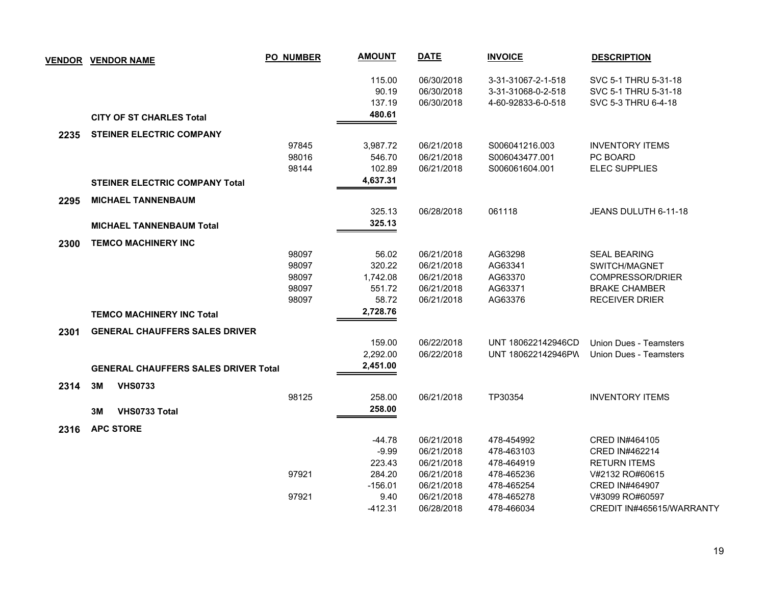| VENDOR | VENDOR NAME | PO NUMBER | AMOUNT | DATE | INVOICE | DESCRIPTION |
|---|---|---|---|---|---|---|
| | | | 115.00 | 06/30/2018 | 3-31-31067-2-1-518 | SVC 5-1 THRU 5-31-18 |
| | | | 90.19 | 06/30/2018 | 3-31-31068-0-2-518 | SVC 5-1 THRU 5-31-18 |
| | | | 137.19 | 06/30/2018 | 4-60-92833-6-0-518 | SVC 5-3 THRU 6-4-18 |
| | **CITY OF ST CHARLES Total** | | **480.61** | | | |
| **2235** | **STEINER ELECTRIC COMPANY** | | | | | |
| | | 97845 | 3,987.72 | 06/21/2018 | S006041216.003 | INVENTORY ITEMS |
| | | 98016 | 546.70 | 06/21/2018 | S006043477.001 | PC BOARD |
| | | 98144 | 102.89 | 06/21/2018 | S006061604.001 | ELEC SUPPLIES |
| | **STEINER ELECTRIC COMPANY Total** | | **4,637.31** | | | |
| **2295** | **MICHAEL TANNENBAUM** | | | | | |
| | | | 325.13 | 06/28/2018 | 061118 | JEANS DULUTH 6-11-18 |
| | **MICHAEL TANNENBAUM Total** | | **325.13** | | | |
| **2300** | **TEMCO MACHINERY INC** | | | | | |
| | | 98097 | 56.02 | 06/21/2018 | AG63298 | SEAL BEARING |
| | | 98097 | 320.22 | 06/21/2018 | AG63341 | SWITCH/MAGNET |
| | | 98097 | 1,742.08 | 06/21/2018 | AG63370 | COMPRESSOR/DRIER |
| | | 98097 | 551.72 | 06/21/2018 | AG63371 | BRAKE CHAMBER |
| | | 98097 | 58.72 | 06/21/2018 | AG63376 | RECEIVER DRIER |
| | **TEMCO MACHINERY INC Total** | | **2,728.76** | | | |
| **2301** | **GENERAL CHAUFFERS SALES DRIVER** | | | | | |
| | | | 159.00 | 06/22/2018 | UNT 180622142946CD | Union Dues - Teamsters |
| | | | 2,292.00 | 06/22/2018 | UNT 180622142946PW | Union Dues - Teamsters |
| | **GENERAL CHAUFFERS SALES DRIVER Total** | | **2,451.00** | | | |
| **2314** | **3M VHS0733** | | | | | |
| | | 98125 | 258.00 | 06/21/2018 | TP30354 | INVENTORY ITEMS |
| | **3M VHS0733 Total** | | **258.00** | | | |
| **2316** | **APC STORE** | | | | | |
| | | | -44.78 | 06/21/2018 | 478-454992 | CRED IN#464105 |
| | | | -9.99 | 06/21/2018 | 478-463103 | CRED IN#462214 |
| | | | 223.43 | 06/21/2018 | 478-464919 | RETURN ITEMS |
| | | 97921 | 284.20 | 06/21/2018 | 478-465236 | V#2132 RO#60615 |
| | | | -156.01 | 06/21/2018 | 478-465254 | CRED IN#464907 |
| | | 97921 | 9.40 | 06/21/2018 | 478-465278 | V#3099 RO#60597 |
| | | | -412.31 | 06/28/2018 | 478-466034 | CREDIT IN#465615/WARRANTY |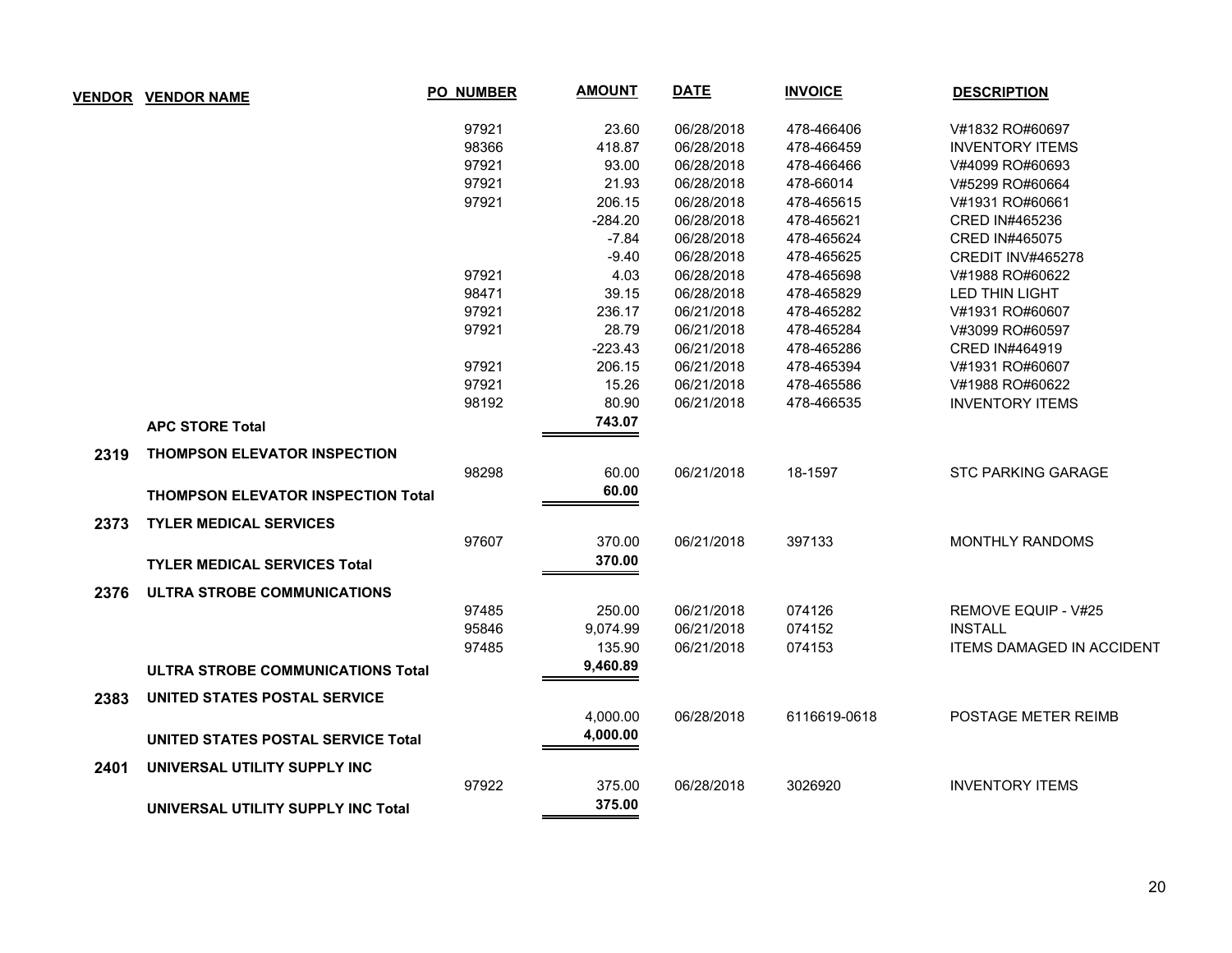| VENDOR | VENDOR NAME | PO NUMBER | AMOUNT | DATE | INVOICE | DESCRIPTION |
|---|---|---|---|---|---|---|
| | | 97921 | 23.60 | 06/28/2018 | 478-466406 | V#1832 RO#60697 |
| | | 98366 | 418.87 | 06/28/2018 | 478-466459 | INVENTORY ITEMS |
| | | 97921 | 93.00 | 06/28/2018 | 478-466466 | V#4099 RO#60693 |
| | | 97921 | 21.93 | 06/28/2018 | 478-66014 | V#5299 RO#60664 |
| | | 97921 | 206.15 | 06/28/2018 | 478-465615 | V#1931 RO#60661 |
| | | | -284.20 | 06/28/2018 | 478-465621 | CRED IN#465236 |
| | | | -7.84 | 06/28/2018 | 478-465624 | CRED IN#465075 |
| | | | -9.40 | 06/28/2018 | 478-465625 | CREDIT INV#465278 |
| | | 97921 | 4.03 | 06/28/2018 | 478-465698 | V#1988 RO#60622 |
| | | 98471 | 39.15 | 06/28/2018 | 478-465829 | LED THIN LIGHT |
| | | 97921 | 236.17 | 06/21/2018 | 478-465282 | V#1931 RO#60607 |
| | | 97921 | 28.79 | 06/21/2018 | 478-465284 | V#3099 RO#60597 |
| | | | -223.43 | 06/21/2018 | 478-465286 | CRED IN#464919 |
| | | 97921 | 206.15 | 06/21/2018 | 478-465394 | V#1931 RO#60607 |
| | | 97921 | 15.26 | 06/21/2018 | 478-465586 | V#1988 RO#60622 |
| | | 98192 | 80.90 | 06/21/2018 | 478-466535 | INVENTORY ITEMS |
| | **APC STORE Total** | | **743.07** | | | |
| **2319** | **THOMPSON ELEVATOR INSPECTION** | | | | | |
| | | 98298 | 60.00 | 06/21/2018 | 18-1597 | STC PARKING GARAGE |
| | **THOMPSON ELEVATOR INSPECTION Total** | | **60.00** | | | |
| **2373** | **TYLER MEDICAL SERVICES** | | | | | |
| | | 97607 | 370.00 | 06/21/2018 | 397133 | MONTHLY RANDOMS |
| | **TYLER MEDICAL SERVICES Total** | | **370.00** | | | |
| **2376** | **ULTRA STROBE COMMUNICATIONS** | | | | | |
| | | 97485 | 250.00 | 06/21/2018 | 074126 | REMOVE EQUIP - V#25 |
| | | 95846 | 9,074.99 | 06/21/2018 | 074152 | INSTALL |
| | | 97485 | 135.90 | 06/21/2018 | 074153 | ITEMS DAMAGED IN ACCIDENT |
| | **ULTRA STROBE COMMUNICATIONS Total** | | **9,460.89** | | | |
| **2383** | **UNITED STATES POSTAL SERVICE** | | | | | |
| | | | 4,000.00 | 06/28/2018 | 6116619-0618 | POSTAGE METER REIMB |
| | **UNITED STATES POSTAL SERVICE Total** | | **4,000.00** | | | |
| **2401** | **UNIVERSAL UTILITY SUPPLY INC** | | | | | |
| | | 97922 | 375.00 | 06/28/2018 | 3026920 | INVENTORY ITEMS |
| | **UNIVERSAL UTILITY SUPPLY INC Total** | | **375.00** | | | |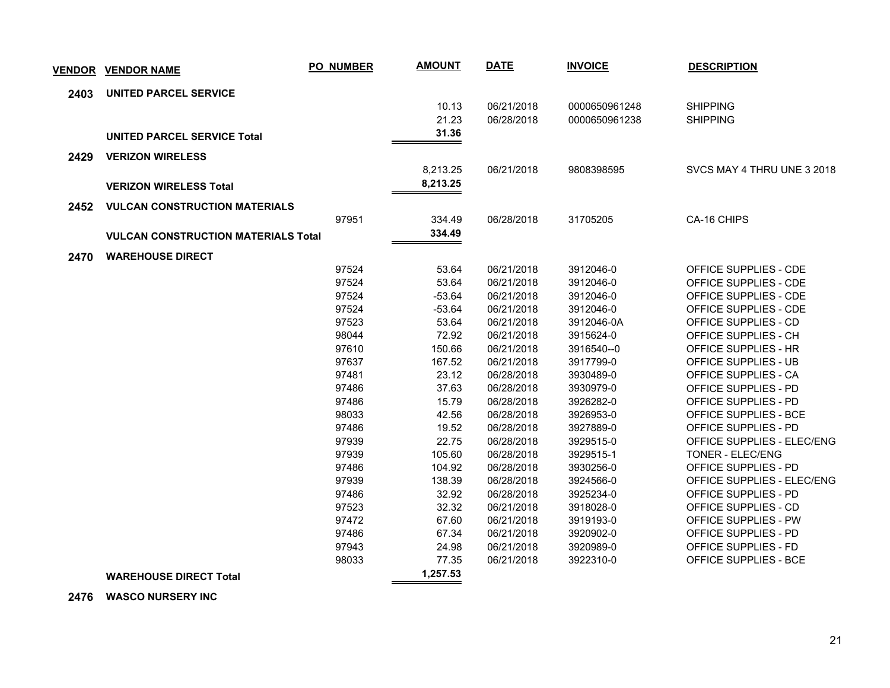| VENDOR | VENDOR NAME | PO NUMBER | AMOUNT | DATE | INVOICE | DESCRIPTION |
|---|---|---|---|---|---|---|
| 2403 | UNITED PARCEL SERVICE | | | | | |
| | | | 10.13 | 06/21/2018 | 0000650961248 | SHIPPING |
| | | | 21.23 | 06/28/2018 | 0000650961238 | SHIPPING |
| | **UNITED PARCEL SERVICE Total** | | **31.36** | | | |
| 2429 | VERIZON WIRELESS | | | | | |
| | | | 8,213.25 | 06/21/2018 | 9808398595 | SVCS MAY 4 THRU UNE 3 2018 |
| | **VERIZON WIRELESS Total** | | **8,213.25** | | | |
| 2452 | VULCAN CONSTRUCTION MATERIALS | | | | | |
| | | 97951 | 334.49 | 06/28/2018 | 31705205 | CA-16 CHIPS |
| | **VULCAN CONSTRUCTION MATERIALS Total** | | **334.49** | | | |
| 2470 | WAREHOUSE DIRECT | | | | | |
| | | 97524 | 53.64 | 06/21/2018 | 3912046-0 | OFFICE SUPPLIES - CDE |
| | | 97524 | 53.64 | 06/21/2018 | 3912046-0 | OFFICE SUPPLIES - CDE |
| | | 97524 | -53.64 | 06/21/2018 | 3912046-0 | OFFICE SUPPLIES - CDE |
| | | 97524 | -53.64 | 06/21/2018 | 3912046-0 | OFFICE SUPPLIES - CDE |
| | | 97523 | 53.64 | 06/21/2018 | 3912046-0A | OFFICE SUPPLIES - CD |
| | | 98044 | 72.92 | 06/21/2018 | 3915624-0 | OFFICE SUPPLIES - CH |
| | | 97610 | 150.66 | 06/21/2018 | 3916540--0 | OFFICE SUPPLIES - HR |
| | | 97637 | 167.52 | 06/21/2018 | 3917799-0 | OFFICE SUPPLIES - UB |
| | | 97481 | 23.12 | 06/28/2018 | 3930489-0 | OFFICE SUPPLIES - CA |
| | | 97486 | 37.63 | 06/28/2018 | 3930979-0 | OFFICE SUPPLIES - PD |
| | | 97486 | 15.79 | 06/28/2018 | 3926282-0 | OFFICE SUPPLIES - PD |
| | | 98033 | 42.56 | 06/28/2018 | 3926953-0 | OFFICE SUPPLIES - BCE |
| | | 97486 | 19.52 | 06/28/2018 | 3927889-0 | OFFICE SUPPLIES - PD |
| | | 97939 | 22.75 | 06/28/2018 | 3929515-0 | OFFICE SUPPLIES - ELEC/ENG |
| | | 97939 | 105.60 | 06/28/2018 | 3929515-1 | TONER - ELEC/ENG |
| | | 97486 | 104.92 | 06/28/2018 | 3930256-0 | OFFICE SUPPLIES - PD |
| | | 97939 | 138.39 | 06/28/2018 | 3924566-0 | OFFICE SUPPLIES - ELEC/ENG |
| | | 97486 | 32.92 | 06/28/2018 | 3925234-0 | OFFICE SUPPLIES - PD |
| | | 97523 | 32.32 | 06/21/2018 | 3918028-0 | OFFICE SUPPLIES - CD |
| | | 97472 | 67.60 | 06/21/2018 | 3919193-0 | OFFICE SUPPLIES - PW |
| | | 97486 | 67.34 | 06/21/2018 | 3920902-0 | OFFICE SUPPLIES - PD |
| | | 97943 | 24.98 | 06/21/2018 | 3920989-0 | OFFICE SUPPLIES - FD |
| | | 98033 | 77.35 | 06/21/2018 | 3922310-0 | OFFICE SUPPLIES - BCE |
| | **WAREHOUSE DIRECT Total** | | **1,257.53** | | | |
| 2476 | WASCO NURSERY INC | | | | | |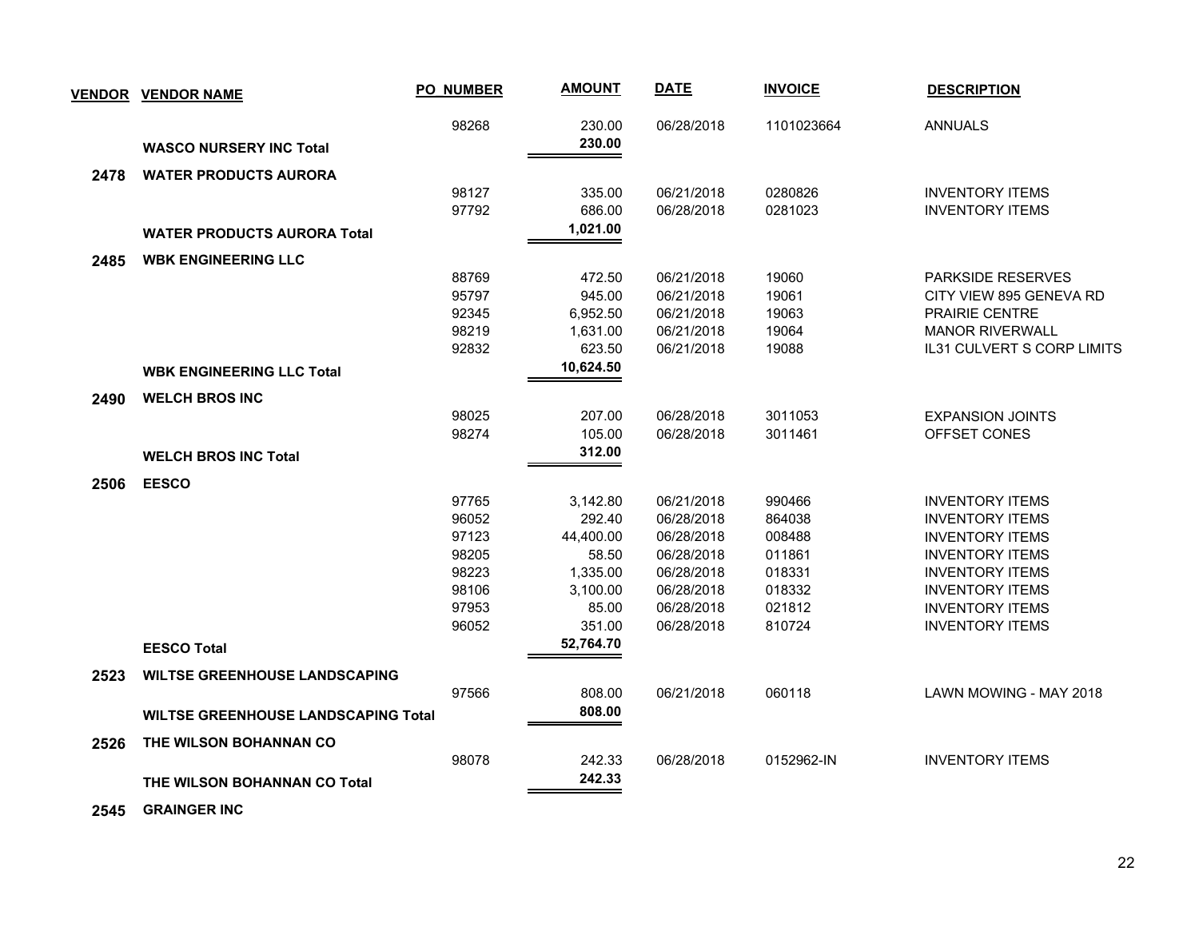| VENDOR | VENDOR NAME | PO_NUMBER | AMOUNT | DATE | INVOICE | DESCRIPTION |
|---|---|---|---|---|---|---|
| | | 98268 | 230.00 | 06/28/2018 | 1101023664 | ANNUALS |
| | **WASCO NURSERY INC Total** | | **230.00** | | | |
| **2478** | **WATER PRODUCTS AURORA** | | | | | |
| | | 98127 | 335.00 | 06/21/2018 | 0280826 | INVENTORY ITEMS |
| | | 97792 | 686.00 | 06/28/2018 | 0281023 | INVENTORY ITEMS |
| | **WATER PRODUCTS AURORA Total** | | **1,021.00** | | | |
| **2485** | **WBK ENGINEERING LLC** | | | | | |
| | | 88769 | 472.50 | 06/21/2018 | 19060 | PARKSIDE RESERVES |
| | | 95797 | 945.00 | 06/21/2018 | 19061 | CITY VIEW 895 GENEVA RD |
| | | 92345 | 6,952.50 | 06/21/2018 | 19063 | PRAIRIE CENTRE |
| | | 98219 | 1,631.00 | 06/21/2018 | 19064 | MANOR RIVERWALL |
| | | 92832 | 623.50 | 06/21/2018 | 19088 | IL31 CULVERT S CORP LIMITS |
| | **WBK ENGINEERING LLC Total** | | **10,624.50** | | | |
| **2490** | **WELCH BROS INC** | | | | | |
| | | 98025 | 207.00 | 06/28/2018 | 3011053 | EXPANSION JOINTS |
| | | 98274 | 105.00 | 06/28/2018 | 3011461 | OFFSET CONES |
| | **WELCH BROS INC Total** | | **312.00** | | | |
| **2506** | **EESCO** | | | | | |
| | | 97765 | 3,142.80 | 06/21/2018 | 990466 | INVENTORY ITEMS |
| | | 96052 | 292.40 | 06/28/2018 | 864038 | INVENTORY ITEMS |
| | | 97123 | 44,400.00 | 06/28/2018 | 008488 | INVENTORY ITEMS |
| | | 98205 | 58.50 | 06/28/2018 | 011861 | INVENTORY ITEMS |
| | | 98223 | 1,335.00 | 06/28/2018 | 018331 | INVENTORY ITEMS |
| | | 98106 | 3,100.00 | 06/28/2018 | 018332 | INVENTORY ITEMS |
| | | 97953 | 85.00 | 06/28/2018 | 021812 | INVENTORY ITEMS |
| | | 96052 | 351.00 | 06/28/2018 | 810724 | INVENTORY ITEMS |
| | **EESCO Total** | | **52,764.70** | | | |
| **2523** | **WILTSE GREENHOUSE LANDSCAPING** | | | | | |
| | | 97566 | 808.00 | 06/21/2018 | 060118 | LAWN MOWING - MAY 2018 |
| | **WILTSE GREENHOUSE LANDSCAPING Total** | | **808.00** | | | |
| **2526** | **THE WILSON BOHANNAN CO** | | | | | |
| | | 98078 | 242.33 | 06/28/2018 | 0152962-IN | INVENTORY ITEMS |
| | **THE WILSON BOHANNAN CO Total** | | **242.33** | | | |
| **2545** | **GRAINGER INC** | | | | | |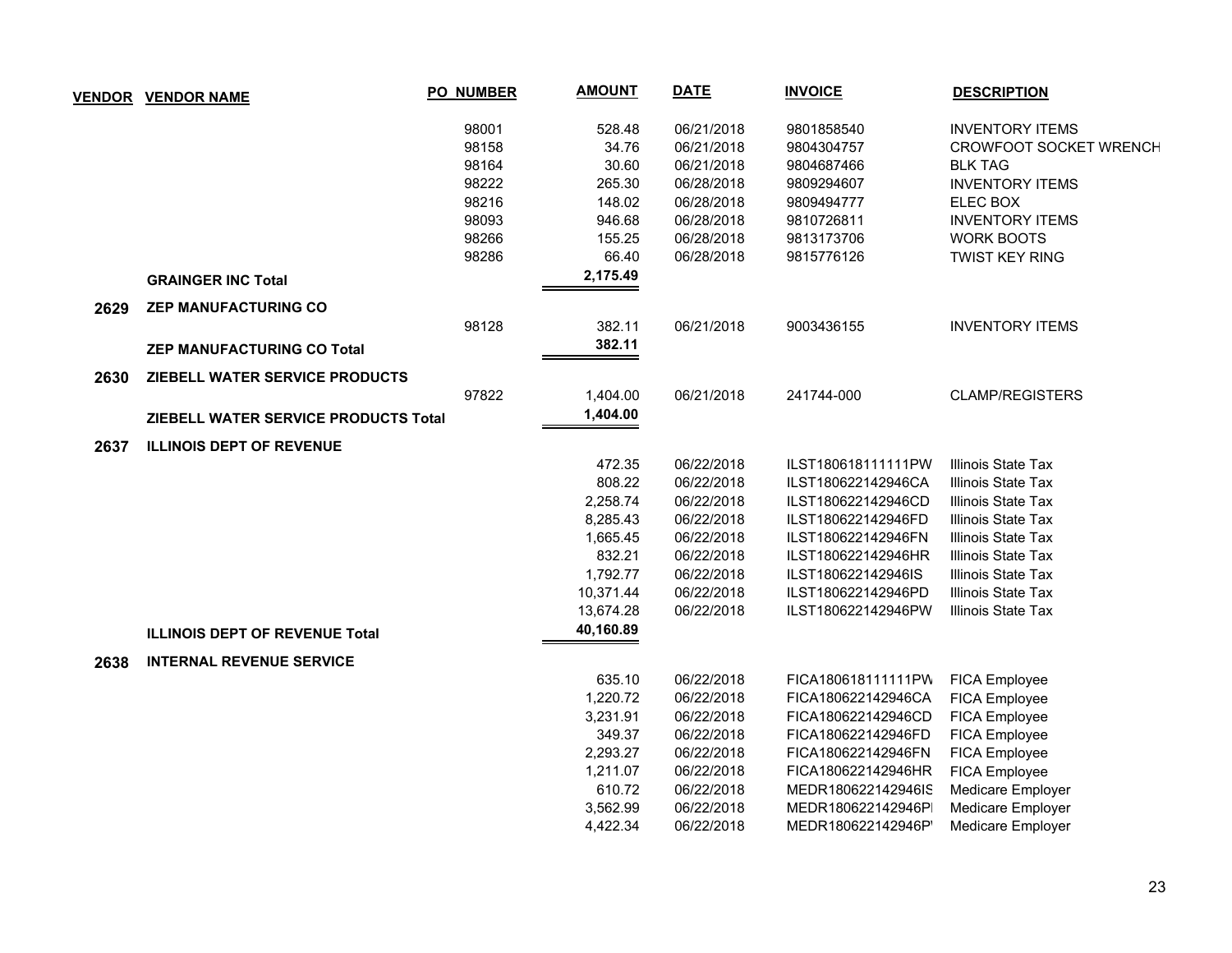| VENDOR | VENDOR NAME | PO NUMBER | AMOUNT | DATE | INVOICE | DESCRIPTION |
|---|---|---|---|---|---|---|
| | | 98001 | 528.48 | 06/21/2018 | 9801858540 | INVENTORY ITEMS |
| | | 98158 | 34.76 | 06/21/2018 | 9804304757 | CROWFOOT SOCKET WRENCH |
| | | 98164 | 30.60 | 06/21/2018 | 9804687466 | BLK TAG |
| | | 98222 | 265.30 | 06/28/2018 | 9809294607 | INVENTORY ITEMS |
| | | 98216 | 148.02 | 06/28/2018 | 9809494777 | ELEC BOX |
| | | 98093 | 946.68 | 06/28/2018 | 9810726811 | INVENTORY ITEMS |
| | | 98266 | 155.25 | 06/28/2018 | 9813173706 | WORK BOOTS |
| | | 98286 | 66.40 | 06/28/2018 | 9815776126 | TWIST KEY RING |
| | **GRAINGER INC Total** | | **2,175.49** | | | |
| **2629** | **ZEP MANUFACTURING CO** | | | | | |
| | | 98128 | 382.11 | 06/21/2018 | 9003436155 | INVENTORY ITEMS |
| | **ZEP MANUFACTURING CO Total** | | **382.11** | | | |
| **2630** | **ZIEBELL WATER SERVICE PRODUCTS** | | | | | |
| | | 97822 | 1,404.00 | 06/21/2018 | 241744-000 | CLAMP/REGISTERS |
| | **ZIEBELL WATER SERVICE PRODUCTS Total** | | **1,404.00** | | | |
| **2637** | **ILLINOIS DEPT OF REVENUE** | | | | | |
| | | | 472.35 | 06/22/2018 | ILST180618111111PW | Illinois State Tax |
| | | | 808.22 | 06/22/2018 | ILST180622142946CA | Illinois State Tax |
| | | | 2,258.74 | 06/22/2018 | ILST180622142946CD | Illinois State Tax |
| | | | 8,285.43 | 06/22/2018 | ILST180622142946FD | Illinois State Tax |
| | | | 1,665.45 | 06/22/2018 | ILST180622142946FN | Illinois State Tax |
| | | | 832.21 | 06/22/2018 | ILST180622142946HR | Illinois State Tax |
| | | | 1,792.77 | 06/22/2018 | ILST180622142946IS | Illinois State Tax |
| | | | 10,371.44 | 06/22/2018 | ILST180622142946PD | Illinois State Tax |
| | | | 13,674.28 | 06/22/2018 | ILST180622142946PW | Illinois State Tax |
| | **ILLINOIS DEPT OF REVENUE Total** | | **40,160.89** | | | |
| **2638** | **INTERNAL REVENUE SERVICE** | | | | | |
| | | | 635.10 | 06/22/2018 | FICA180618111111PW | FICA Employee |
| | | | 1,220.72 | 06/22/2018 | FICA180622142946CA | FICA Employee |
| | | | 3,231.91 | 06/22/2018 | FICA180622142946CD | FICA Employee |
| | | | 349.37 | 06/22/2018 | FICA180622142946FD | FICA Employee |
| | | | 2,293.27 | 06/22/2018 | FICA180622142946FN | FICA Employee |
| | | | 1,211.07 | 06/22/2018 | FICA180622142946HR | FICA Employee |
| | | | 610.72 | 06/22/2018 | MEDR180622142946IS | Medicare Employer |
| | | | 3,562.99 | 06/22/2018 | MEDR180622142946PI | Medicare Employer |
| | | | 4,422.34 | 06/22/2018 | MEDR180622142946P' | Medicare Employer |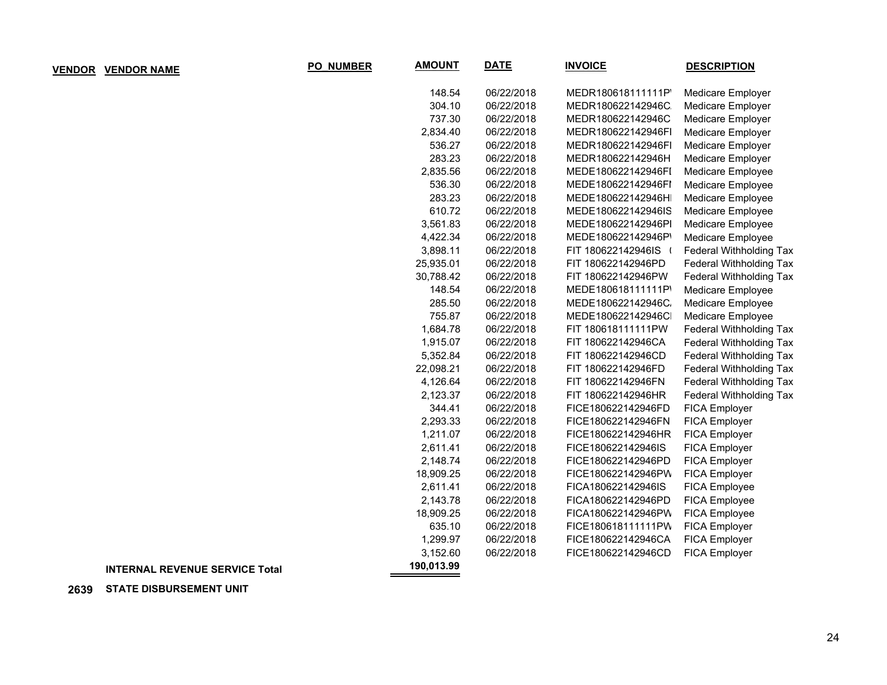| VENDOR | VENDOR NAME | PO_NUMBER | AMOUNT | DATE | INVOICE | DESCRIPTION |
|---|---|---|---|---|---|---|
| | | | 148.54 | 06/22/2018 | MEDR180618111111P | Medicare Employer |
| | | | 304.10 | 06/22/2018 | MEDR180622142946C | Medicare Employer |
| | | | 737.30 | 06/22/2018 | MEDR180622142946C | Medicare Employer |
| | | | 2,834.40 | 06/22/2018 | MEDR180622142946F | Medicare Employer |
| | | | 536.27 | 06/22/2018 | MEDR180622142946F | Medicare Employer |
| | | | 283.23 | 06/22/2018 | MEDR180622142946H | Medicare Employer |
| | | | 2,835.56 | 06/22/2018 | MEDE180622142946F | Medicare Employee |
| | | | 536.30 | 06/22/2018 | MEDE180622142946F | Medicare Employee |
| | | | 283.23 | 06/22/2018 | MEDE180622142946H | Medicare Employee |
| | | | 610.72 | 06/22/2018 | MEDE180622142946IS | Medicare Employee |
| | | | 3,561.83 | 06/22/2018 | MEDE180622142946P | Medicare Employee |
| | | | 4,422.34 | 06/22/2018 | MEDE180622142946P | Medicare Employee |
| | | | 3,898.11 | 06/22/2018 | FIT 180622142946IS ( | Federal Withholding Tax |
| | | | 25,935.01 | 06/22/2018 | FIT 180622142946PD | Federal Withholding Tax |
| | | | 30,788.42 | 06/22/2018 | FIT 180622142946PW | Federal Withholding Tax |
| | | | 148.54 | 06/22/2018 | MEDE180618111111P | Medicare Employee |
| | | | 285.50 | 06/22/2018 | MEDE180622142946C | Medicare Employee |
| | | | 755.87 | 06/22/2018 | MEDE180622142946C | Medicare Employee |
| | | | 1,684.78 | 06/22/2018 | FIT 180618111111PW | Federal Withholding Tax |
| | | | 1,915.07 | 06/22/2018 | FIT 180622142946CA | Federal Withholding Tax |
| | | | 5,352.84 | 06/22/2018 | FIT 180622142946CD | Federal Withholding Tax |
| | | | 22,098.21 | 06/22/2018 | FIT 180622142946FD | Federal Withholding Tax |
| | | | 4,126.64 | 06/22/2018 | FIT 180622142946FN | Federal Withholding Tax |
| | | | 2,123.37 | 06/22/2018 | FIT 180622142946HR | Federal Withholding Tax |
| | | | 344.41 | 06/22/2018 | FICE180622142946FD | FICA Employer |
| | | | 2,293.33 | 06/22/2018 | FICE180622142946FN | FICA Employer |
| | | | 1,211.07 | 06/22/2018 | FICE180622142946HR | FICA Employer |
| | | | 2,611.41 | 06/22/2018 | FICE180622142946IS | FICA Employer |
| | | | 2,148.74 | 06/22/2018 | FICE180622142946PD | FICA Employer |
| | | | 18,909.25 | 06/22/2018 | FICE180622142946PW | FICA Employer |
| | | | 2,611.41 | 06/22/2018 | FICA180622142946IS | FICA Employee |
| | | | 2,143.78 | 06/22/2018 | FICA180622142946PD | FICA Employee |
| | | | 18,909.25 | 06/22/2018 | FICA180622142946PW | FICA Employee |
| | | | 635.10 | 06/22/2018 | FICE180618111111PW | FICA Employer |
| | | | 1,299.97 | 06/22/2018 | FICE180622142946CA | FICA Employer |
| | | | 3,152.60 | 06/22/2018 | FICE180622142946CD | FICA Employer |
| | **INTERNAL REVENUE SERVICE Total** | | **190,013.99** | | | |
| **2639** | **STATE DISBURSEMENT UNIT** | | | | | |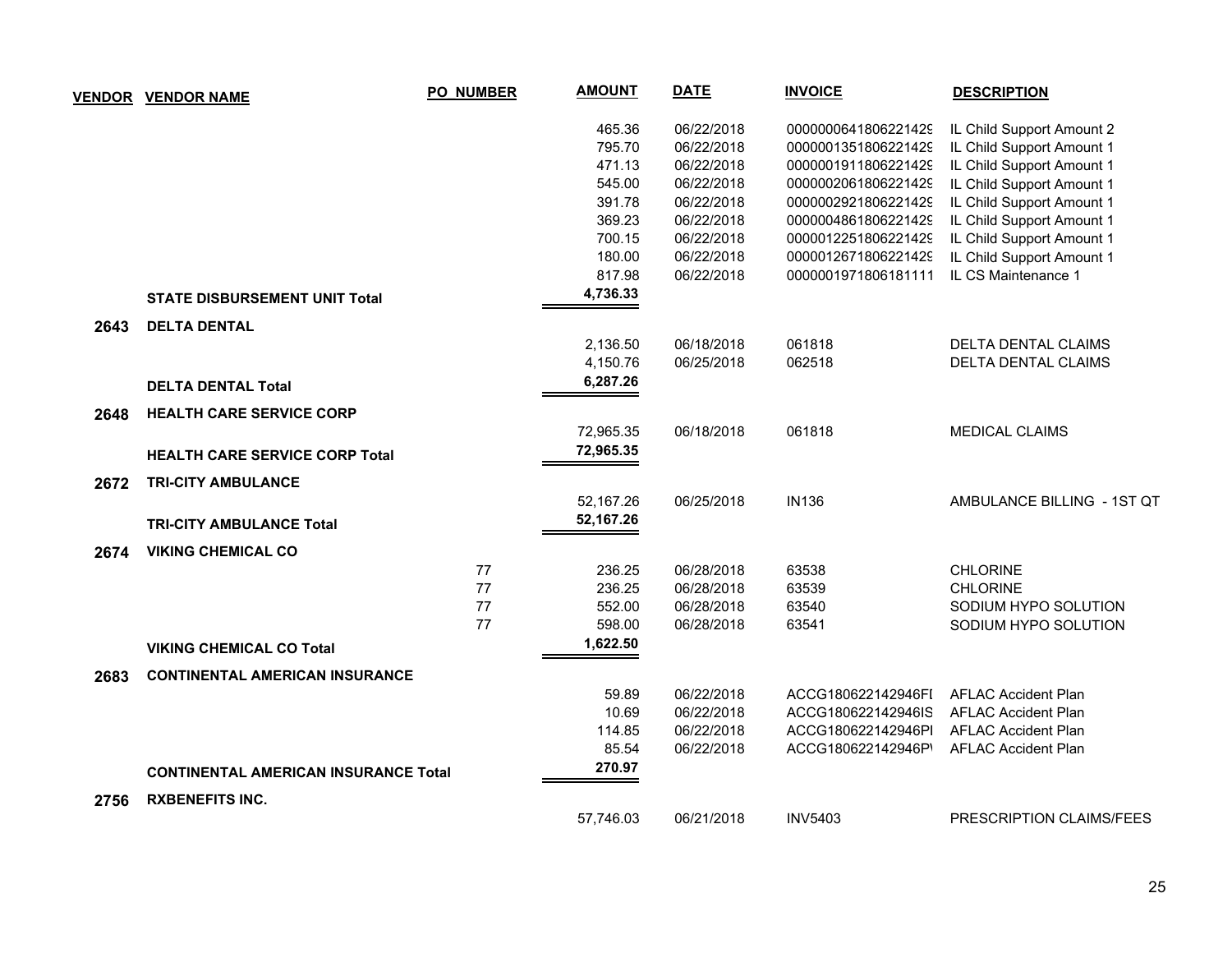| VENDOR | VENDOR NAME | PO_NUMBER | AMOUNT | DATE | INVOICE | DESCRIPTION |
|---|---|---|---|---|---|---|
| | | | 465.36 | 06/22/2018 | 000000064180622142​9 | IL Child Support Amount 2 |
| | | | 795.70 | 06/22/2018 | 000000135180622142​9 | IL Child Support Amount 1 |
| | | | 471.13 | 06/22/2018 | 000000191180622142​9 | IL Child Support Amount 1 |
| | | | 545.00 | 06/22/2018 | 000000206180622142​9 | IL Child Support Amount 1 |
| | | | 391.78 | 06/22/2018 | 000000292180622142​9 | IL Child Support Amount 1 |
| | | | 369.23 | 06/22/2018 | 000000486180622142​9 | IL Child Support Amount 1 |
| | | | 700.15 | 06/22/2018 | 000001225180622142​9 | IL Child Support Amount 1 |
| | | | 180.00 | 06/22/2018 | 000001267180622142​9 | IL Child Support Amount 1 |
| | | | 817.98 | 06/22/2018 | 0000001971806181111 | IL CS Maintenance 1 |
| | **STATE DISBURSEMENT UNIT Total** | | **4,736.33** | | | |
| **2643** | **DELTA DENTAL** | | | | | |
| | | | 2,136.50 | 06/18/2018 | 061818 | DELTA DENTAL CLAIMS |
| | | | 4,150.76 | 06/25/2018 | 062518 | DELTA DENTAL CLAIMS |
| | **DELTA DENTAL Total** | | **6,287.26** | | | |
| **2648** | **HEALTH CARE SERVICE CORP** | | | | | |
| | | | 72,965.35 | 06/18/2018 | 061818 | MEDICAL CLAIMS |
| | **HEALTH CARE SERVICE CORP Total** | | **72,965.35** | | | |
| **2672** | **TRI-CITY AMBULANCE** | | | | | |
| | | | 52,167.26 | 06/25/2018 | IN136 | AMBULANCE BILLING - 1ST QT |
| | **TRI-CITY AMBULANCE Total** | | **52,167.26** | | | |
| **2674** | **VIKING CHEMICAL CO** | | | | | |
| | | 77 | 236.25 | 06/28/2018 | 63538 | CHLORINE |
| | | 77 | 236.25 | 06/28/2018 | 63539 | CHLORINE |
| | | 77 | 552.00 | 06/28/2018 | 63540 | SODIUM HYPO SOLUTION |
| | | 77 | 598.00 | 06/28/2018 | 63541 | SODIUM HYPO SOLUTION |
| | **VIKING CHEMICAL CO Total** | | **1,622.50** | | | |
| **2683** | **CONTINENTAL AMERICAN INSURANCE** | | | | | |
| | | | 59.89 | 06/22/2018 | ACCG180622142946FI | AFLAC Accident Plan |
| | | | 10.69 | 06/22/2018 | ACCG180622142946IS | AFLAC Accident Plan |
| | | | 114.85 | 06/22/2018 | ACCG180622142946PI | AFLAC Accident Plan |
| | | | 85.54 | 06/22/2018 | ACCG180622142946P\ | AFLAC Accident Plan |
| | **CONTINENTAL AMERICAN INSURANCE Total** | | **270.97** | | | |
| **2756** | **RXBENEFITS INC.** | | | | | |
| | | | 57,746.03 | 06/21/2018 | INV5403 | PRESCRIPTION CLAIMS/FEES |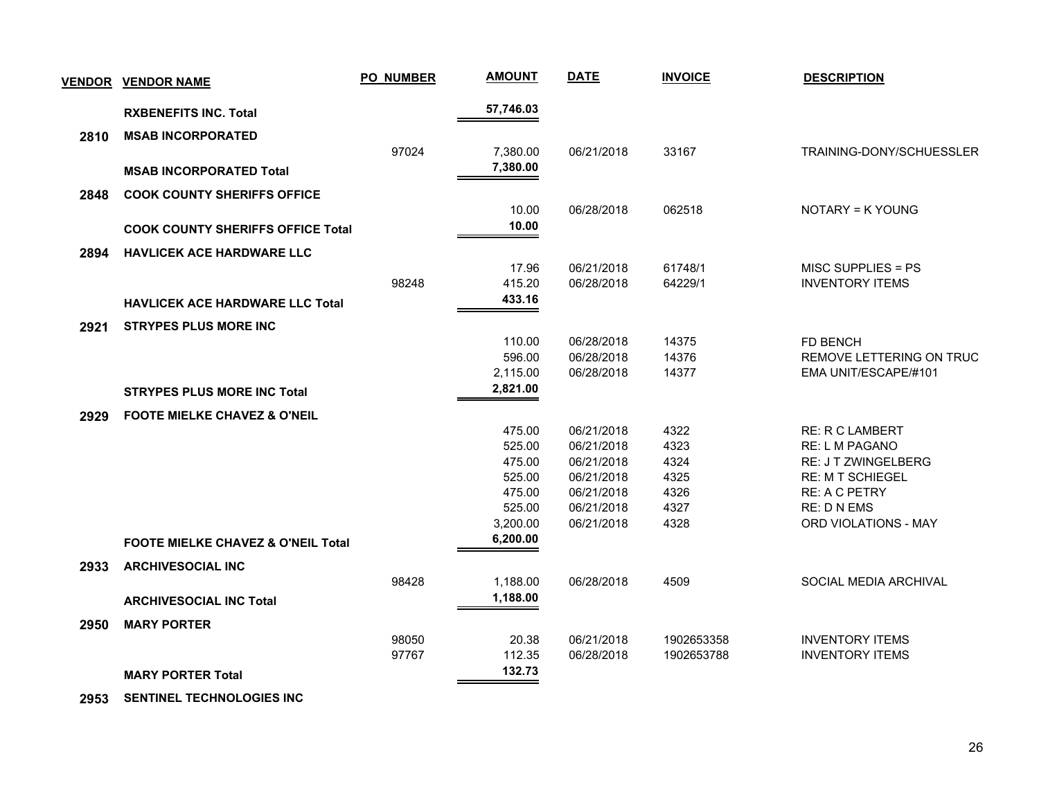| VENDOR | VENDOR NAME | PO_NUMBER | AMOUNT | DATE | INVOICE | DESCRIPTION |
|---|---|---|---|---|---|---|
| | **RXBENEFITS INC. Total** | | **57,746.03** | | | |
| **2810** | **MSAB INCORPORATED** | | | | | |
| | | 97024 | 7,380.00 | 06/21/2018 | 33167 | TRAINING-DONY/SCHUESSLER |
| | **MSAB INCORPORATED Total** | | **7,380.00** | | | |
| **2848** | **COOK COUNTY SHERIFFS OFFICE** | | | | | |
| | | | 10.00 | 06/28/2018 | 062518 | NOTARY = K YOUNG |
| | **COOK COUNTY SHERIFFS OFFICE Total** | | **10.00** | | | |
| **2894** | **HAVLICEK ACE HARDWARE LLC** | | | | | |
| | | | 17.96 | 06/21/2018 | 61748/1 | MISC SUPPLIES = PS |
| | | 98248 | 415.20 | 06/28/2018 | 64229/1 | INVENTORY ITEMS |
| | **HAVLICEK ACE HARDWARE LLC Total** | | **433.16** | | | |
| **2921** | **STRYPES PLUS MORE INC** | | | | | |
| | | | 110.00 | 06/28/2018 | 14375 | FD BENCH |
| | | | 596.00 | 06/28/2018 | 14376 | REMOVE LETTERING ON TRUC |
| | | | 2,115.00 | 06/28/2018 | 14377 | EMA UNIT/ESCAPE/#101 |
| | **STRYPES PLUS MORE INC Total** | | **2,821.00** | | | |
| **2929** | **FOOTE MIELKE CHAVEZ & O'NEIL** | | | | | |
| | | | 475.00 | 06/21/2018 | 4322 | RE: R C LAMBERT |
| | | | 525.00 | 06/21/2018 | 4323 | RE: L M PAGANO |
| | | | 475.00 | 06/21/2018 | 4324 | RE: J T ZWINGELBERG |
| | | | 525.00 | 06/21/2018 | 4325 | RE: M T SCHIEGEL |
| | | | 475.00 | 06/21/2018 | 4326 | RE: A C PETRY |
| | | | 525.00 | 06/21/2018 | 4327 | RE: D N EMS |
| | | | 3,200.00 | 06/21/2018 | 4328 | ORD VIOLATIONS - MAY |
| | **FOOTE MIELKE CHAVEZ & O'NEIL Total** | | **6,200.00** | | | |
| **2933** | **ARCHIVESOCIAL INC** | | | | | |
| | | 98428 | 1,188.00 | 06/28/2018 | 4509 | SOCIAL MEDIA ARCHIVAL |
| | **ARCHIVESOCIAL INC Total** | | **1,188.00** | | | |
| **2950** | **MARY PORTER** | | | | | |
| | | 98050 | 20.38 | 06/21/2018 | 1902653358 | INVENTORY ITEMS |
| | | 97767 | 112.35 | 06/28/2018 | 1902653788 | INVENTORY ITEMS |
| | **MARY PORTER Total** | | **132.73** | | | |
| **2953** | **SENTINEL TECHNOLOGIES INC** | | | | | |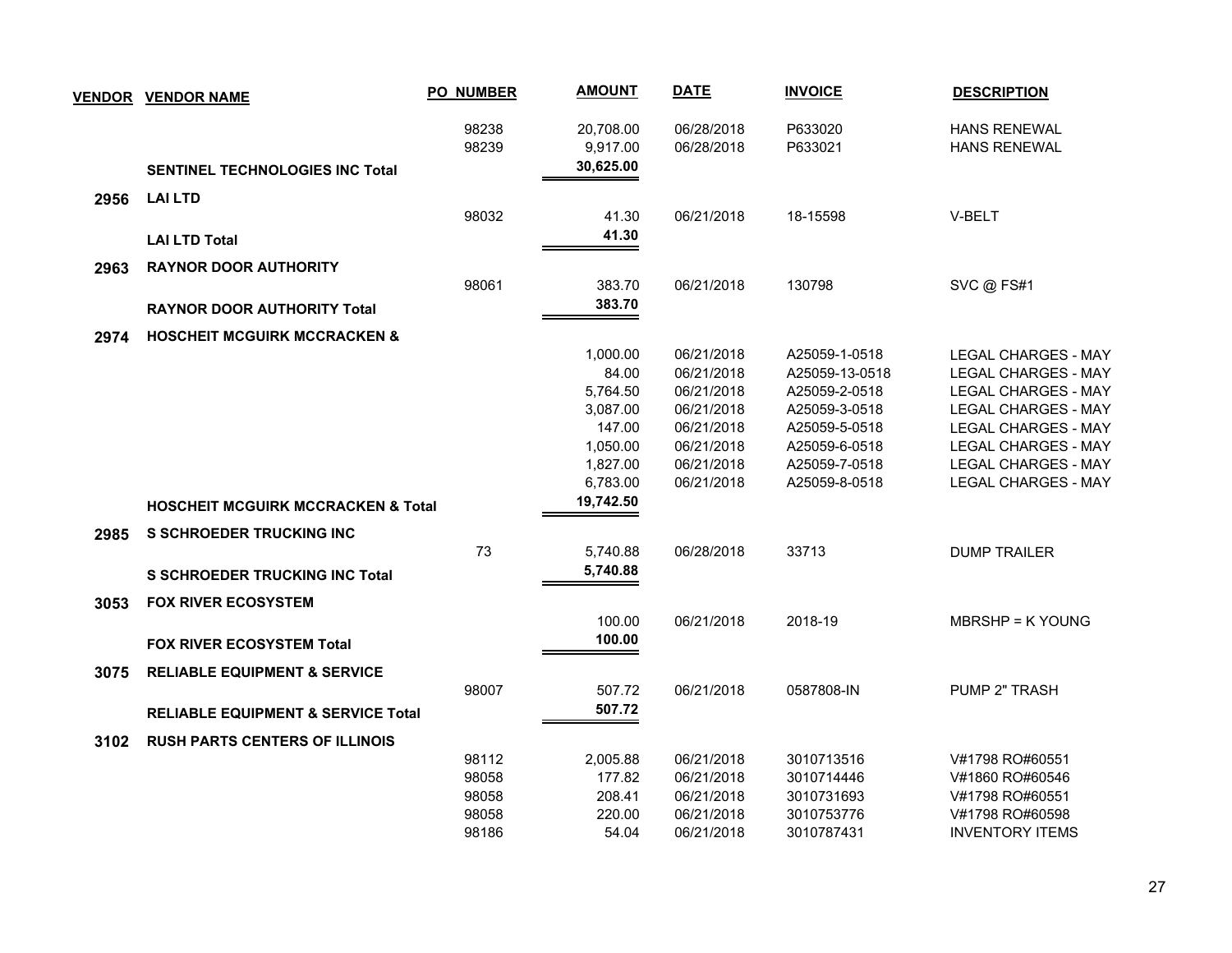| VENDOR | VENDOR NAME | PO NUMBER | AMOUNT | DATE | INVOICE | DESCRIPTION |
|---|---|---|---|---|---|---|
| | | 98238 | 20,708.00 | 06/28/2018 | P633020 | HANS RENEWAL |
| | | 98239 | 9,917.00 | 06/28/2018 | P633021 | HANS RENEWAL |
| | **SENTINEL TECHNOLOGIES INC Total** | | **30,625.00** | | | |
| **2956** | **LAI LTD** | | | | | |
| | | 98032 | 41.30 | 06/21/2018 | 18-15598 | V-BELT |
| | **LAI LTD Total** | | **41.30** | | | |
| **2963** | **RAYNOR DOOR AUTHORITY** | | | | | |
| | | 98061 | 383.70 | 06/21/2018 | 130798 | SVC @ FS#1 |
| | **RAYNOR DOOR AUTHORITY Total** | | **383.70** | | | |
| **2974** | **HOSCHEIT MCGUIRK MCCRACKEN &** | | | | | |
| | | | 1,000.00 | 06/21/2018 | A25059-1-0518 | LEGAL CHARGES - MAY |
| | | | 84.00 | 06/21/2018 | A25059-13-0518 | LEGAL CHARGES - MAY |
| | | | 5,764.50 | 06/21/2018 | A25059-2-0518 | LEGAL CHARGES - MAY |
| | | | 3,087.00 | 06/21/2018 | A25059-3-0518 | LEGAL CHARGES - MAY |
| | | | 147.00 | 06/21/2018 | A25059-5-0518 | LEGAL CHARGES - MAY |
| | | | 1,050.00 | 06/21/2018 | A25059-6-0518 | LEGAL CHARGES - MAY |
| | | | 1,827.00 | 06/21/2018 | A25059-7-0518 | LEGAL CHARGES - MAY |
| | | | 6,783.00 | 06/21/2018 | A25059-8-0518 | LEGAL CHARGES - MAY |
| | **HOSCHEIT MCGUIRK MCCRACKEN & Total** | | **19,742.50** | | | |
| **2985** | **S SCHROEDER TRUCKING INC** | | | | | |
| | | 73 | 5,740.88 | 06/28/2018 | 33713 | DUMP TRAILER |
| | **S SCHROEDER TRUCKING INC Total** | | **5,740.88** | | | |
| **3053** | **FOX RIVER ECOSYSTEM** | | | | | |
| | | | 100.00 | 06/21/2018 | 2018-19 | MBRSHP = K YOUNG |
| | **FOX RIVER ECOSYSTEM Total** | | **100.00** | | | |
| **3075** | **RELIABLE EQUIPMENT & SERVICE** | | | | | |
| | | 98007 | 507.72 | 06/21/2018 | 0587808-IN | PUMP 2" TRASH |
| | **RELIABLE EQUIPMENT & SERVICE Total** | | **507.72** | | | |
| **3102** | **RUSH PARTS CENTERS OF ILLINOIS** | | | | | |
| | | 98112 | 2,005.88 | 06/21/2018 | 3010713516 | V#1798 RO#60551 |
| | | 98058 | 177.82 | 06/21/2018 | 3010714446 | V#1860 RO#60546 |
| | | 98058 | 208.41 | 06/21/2018 | 3010731693 | V#1798 RO#60551 |
| | | 98058 | 220.00 | 06/21/2018 | 3010753776 | V#1798 RO#60598 |
| | | 98186 | 54.04 | 06/21/2018 | 3010787431 | INVENTORY ITEMS |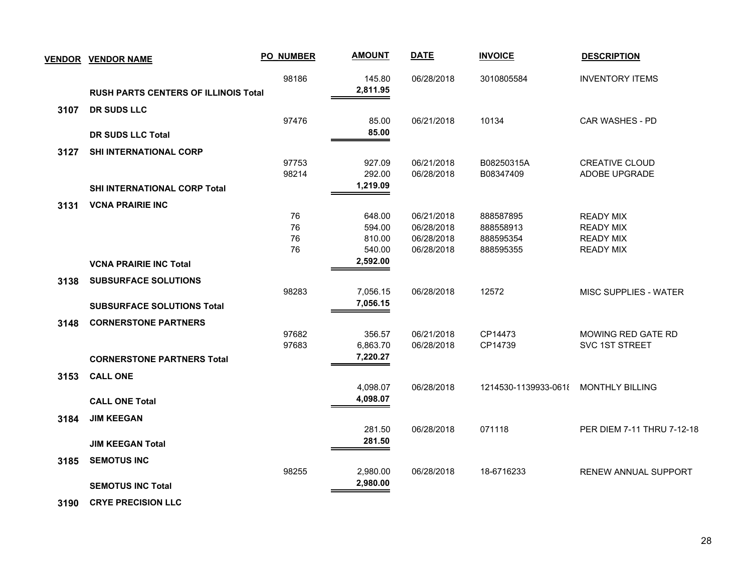| VENDOR | VENDOR NAME | PO NUMBER | AMOUNT | DATE | INVOICE | DESCRIPTION |
|---|---|---|---|---|---|---|
| | | 98186 | 145.80 | 06/28/2018 | 3010805584 | INVENTORY ITEMS |
| | **RUSH PARTS CENTERS OF ILLINOIS Total** | | **2,811.95** | | | |
| **3107** | **DR SUDS LLC** | | | | | |
| | | 97476 | 85.00 | 06/21/2018 | 10134 | CAR WASHES - PD |
| | **DR SUDS LLC Total** | | **85.00** | | | |
| **3127** | **SHI INTERNATIONAL CORP** | | | | | |
| | | 97753 | 927.09 | 06/21/2018 | B08250315A | CREATIVE CLOUD |
| | | 98214 | 292.00 | 06/28/2018 | B08347409 | ADOBE UPGRADE |
| | **SHI INTERNATIONAL CORP Total** | | **1,219.09** | | | |
| **3131** | **VCNA PRAIRIE INC** | | | | | |
| | | 76 | 648.00 | 06/21/2018 | 888587895 | READY MIX |
| | | 76 | 594.00 | 06/28/2018 | 888558913 | READY MIX |
| | | 76 | 810.00 | 06/28/2018 | 888595354 | READY MIX |
| | | 76 | 540.00 | 06/28/2018 | 888595355 | READY MIX |
| | **VCNA PRAIRIE INC Total** | | **2,592.00** | | | |
| **3138** | **SUBSURFACE SOLUTIONS** | | | | | |
| | | 98283 | 7,056.15 | 06/28/2018 | 12572 | MISC SUPPLIES - WATER |
| | **SUBSURFACE SOLUTIONS Total** | | **7,056.15** | | | |
| **3148** | **CORNERSTONE PARTNERS** | | | | | |
| | | 97682 | 356.57 | 06/21/2018 | CP14473 | MOWING RED GATE RD |
| | | 97683 | 6,863.70 | 06/28/2018 | CP14739 | SVC 1ST STREET |
| | **CORNERSTONE PARTNERS Total** | | **7,220.27** | | | |
| **3153** | **CALL ONE** | | | | | |
| | | | 4,098.07 | 06/28/2018 | 1214530-1139933-0618 | MONTHLY BILLING |
| | **CALL ONE Total** | | **4,098.07** | | | |
| **3184** | **JIM KEEGAN** | | | | | |
| | | | 281.50 | 06/28/2018 | 071118 | PER DIEM 7-11 THRU 7-12-18 |
| | **JIM KEEGAN Total** | | **281.50** | | | |
| **3185** | **SEMOTUS INC** | | | | | |
| | | 98255 | 2,980.00 | 06/28/2018 | 18-6716233 | RENEW ANNUAL SUPPORT |
| | **SEMOTUS INC Total** | | **2,980.00** | | | |
| **3190** | **CRYE PRECISION LLC** | | | | | |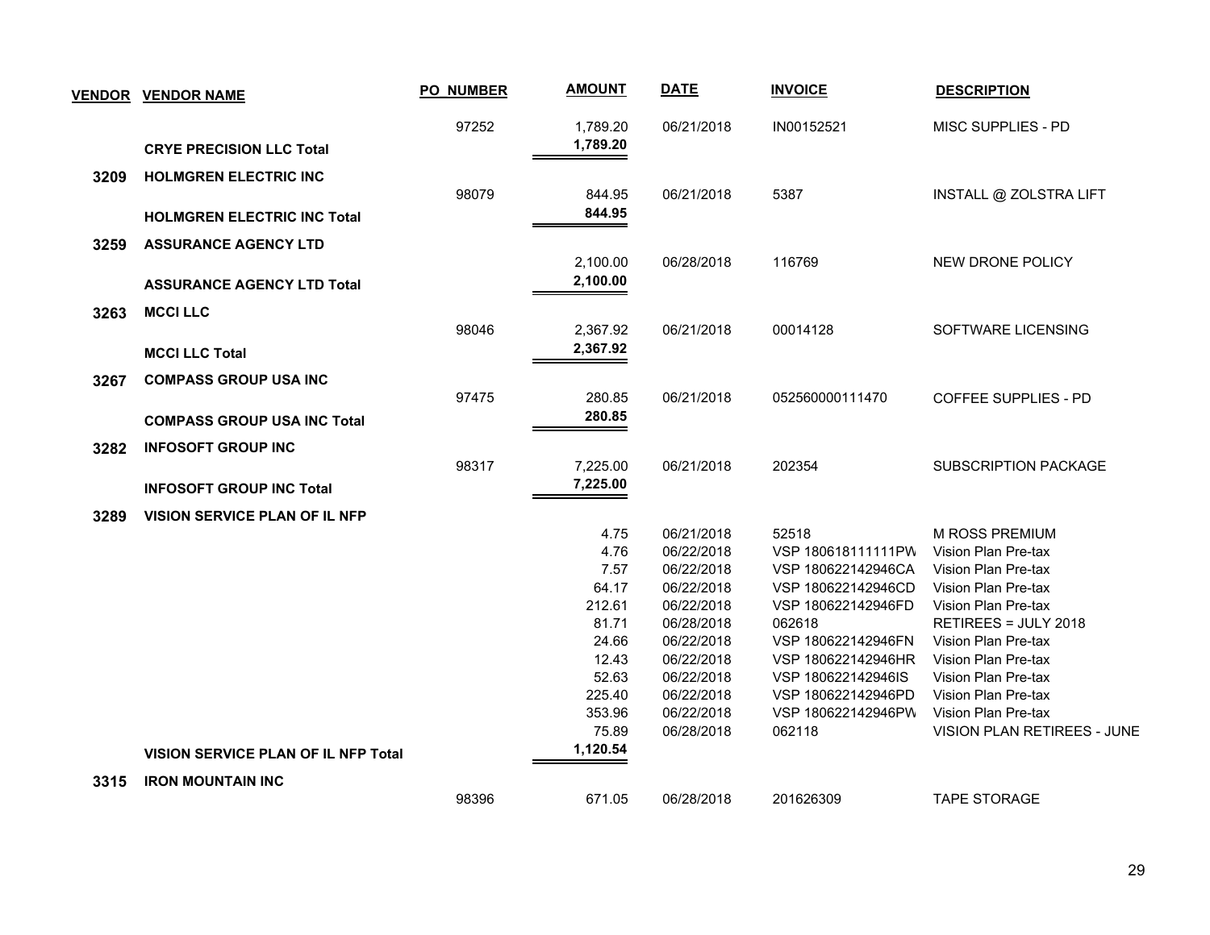| VENDOR | VENDOR NAME | PO NUMBER | AMOUNT | DATE | INVOICE | DESCRIPTION |
|---|---|---|---|---|---|---|
| | | 97252 | 1,789.20 | 06/21/2018 | IN00152521 | MISC SUPPLIES - PD |
| | **CRYE PRECISION LLC Total** | | **1,789.20** | | | |
| **3209** | **HOLMGREN ELECTRIC INC** | | | | | |
| | | 98079 | 844.95 | 06/21/2018 | 5387 | INSTALL @ ZOLSTRA LIFT |
| | **HOLMGREN ELECTRIC INC Total** | | **844.95** | | | |
| **3259** | **ASSURANCE AGENCY LTD** | | | | | |
| | | | 2,100.00 | 06/28/2018 | 116769 | NEW DRONE POLICY |
| | **ASSURANCE AGENCY LTD Total** | | **2,100.00** | | | |
| **3263** | **MCCI LLC** | | | | | |
| | | 98046 | 2,367.92 | 06/21/2018 | 00014128 | SOFTWARE LICENSING |
| | **MCCI LLC Total** | | **2,367.92** | | | |
| **3267** | **COMPASS GROUP USA INC** | | | | | |
| | | 97475 | 280.85 | 06/21/2018 | 052560000111470 | COFFEE SUPPLIES - PD |
| | **COMPASS GROUP USA INC Total** | | **280.85** | | | |
| **3282** | **INFOSOFT GROUP INC** | | | | | |
| | | 98317 | 7,225.00 | 06/21/2018 | 202354 | SUBSCRIPTION PACKAGE |
| | **INFOSOFT GROUP INC Total** | | **7,225.00** | | | |
| **3289** | **VISION SERVICE PLAN OF IL NFP** | | | | | |
| | | | 4.75 | 06/21/2018 | 52518 | M ROSS PREMIUM |
| | | | 4.76 | 06/22/2018 | VSP 180618111111PW | Vision Plan Pre-tax |
| | | | 7.57 | 06/22/2018 | VSP 180622142946CA | Vision Plan Pre-tax |
| | | | 64.17 | 06/22/2018 | VSP 180622142946CD | Vision Plan Pre-tax |
| | | | 212.61 | 06/22/2018 | VSP 180622142946FD | Vision Plan Pre-tax |
| | | | 81.71 | 06/28/2018 | 062618 | RETIREES = JULY 2018 |
| | | | 24.66 | 06/22/2018 | VSP 180622142946FN | Vision Plan Pre-tax |
| | | | 12.43 | 06/22/2018 | VSP 180622142946HR | Vision Plan Pre-tax |
| | | | 52.63 | 06/22/2018 | VSP 180622142946IS | Vision Plan Pre-tax |
| | | | 225.40 | 06/22/2018 | VSP 180622142946PD | Vision Plan Pre-tax |
| | | | 353.96 | 06/22/2018 | VSP 180622142946PW | Vision Plan Pre-tax |
| | | | 75.89 | 06/28/2018 | 062118 | VISION PLAN RETIREES - JUNE |
| | **VISION SERVICE PLAN OF IL NFP Total** | | **1,120.54** | | | |
| **3315** | **IRON MOUNTAIN INC** | | | | | |
| | | 98396 | 671.05 | 06/28/2018 | 201626309 | TAPE STORAGE |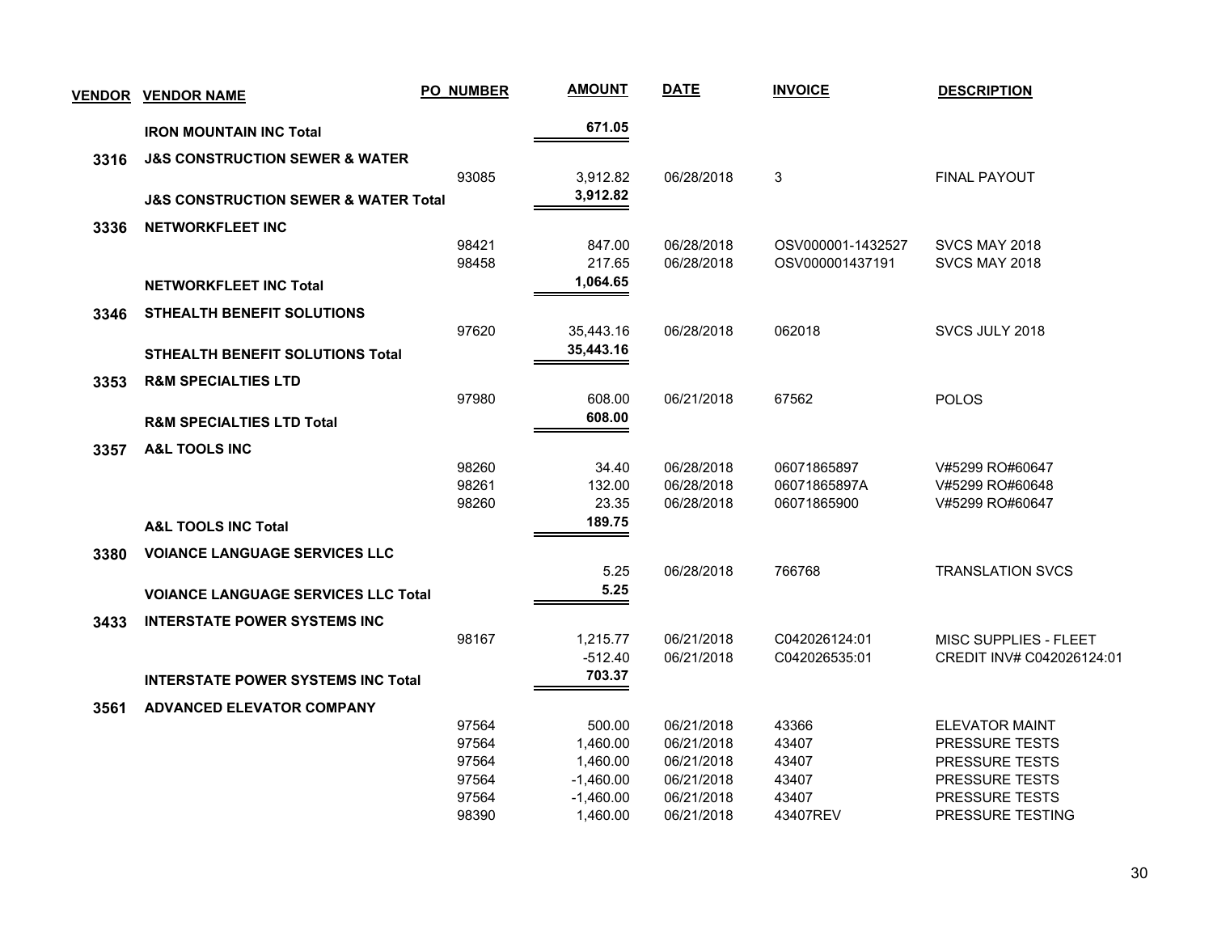| VENDOR | VENDOR NAME | PO NUMBER | AMOUNT | DATE | INVOICE | DESCRIPTION |
|---|---|---|---|---|---|---|
| | **IRON MOUNTAIN INC Total** | | **671.05** | | | |
| **3316** | **J&S CONSTRUCTION SEWER & WATER** | | | | | |
| | | 93085 | 3,912.82 | 06/28/2018 | 3 | FINAL PAYOUT |
| | **J&S CONSTRUCTION SEWER & WATER Total** | | **3,912.82** | | | |
| **3336** | **NETWORKFLEET INC** | | | | | |
| | | 98421 | 847.00 | 06/28/2018 | OSV000001-1432527 | SVCS MAY 2018 |
| | | 98458 | 217.65 | 06/28/2018 | OSV000001437191 | SVCS MAY 2018 |
| | **NETWORKFLEET INC Total** | | **1,064.65** | | | |
| **3346** | **STHEALTH BENEFIT SOLUTIONS** | | | | | |
| | | 97620 | 35,443.16 | 06/28/2018 | 062018 | SVCS JULY 2018 |
| | **STHEALTH BENEFIT SOLUTIONS Total** | | **35,443.16** | | | |
| **3353** | **R&M SPECIALTIES LTD** | | | | | |
| | | 97980 | 608.00 | 06/21/2018 | 67562 | POLOS |
| | **R&M SPECIALTIES LTD Total** | | **608.00** | | | |
| **3357** | **A&L TOOLS INC** | | | | | |
| | | 98260 | 34.40 | 06/28/2018 | 06071865897 | V#5299 RO#60647 |
| | | 98261 | 132.00 | 06/28/2018 | 06071865897A | V#5299 RO#60648 |
| | | 98260 | 23.35 | 06/28/2018 | 06071865900 | V#5299 RO#60647 |
| | **A&L TOOLS INC Total** | | **189.75** | | | |
| **3380** | **VOIANCE LANGUAGE SERVICES LLC** | | | | | |
| | | | 5.25 | 06/28/2018 | 766768 | TRANSLATION SVCS |
| | **VOIANCE LANGUAGE SERVICES LLC Total** | | **5.25** | | | |
| **3433** | **INTERSTATE POWER SYSTEMS INC** | | | | | |
| | | 98167 | 1,215.77 | 06/21/2018 | C042026124:01 | MISC SUPPLIES - FLEET |
| | | | -512.40 | 06/21/2018 | C042026535:01 | CREDIT INV# C042026124:01 |
| | **INTERSTATE POWER SYSTEMS INC Total** | | **703.37** | | | |
| **3561** | **ADVANCED ELEVATOR COMPANY** | | | | | |
| | | 97564 | 500.00 | 06/21/2018 | 43366 | ELEVATOR MAINT |
| | | 97564 | 1,460.00 | 06/21/2018 | 43407 | PRESSURE TESTS |
| | | 97564 | 1,460.00 | 06/21/2018 | 43407 | PRESSURE TESTS |
| | | 97564 | -1,460.00 | 06/21/2018 | 43407 | PRESSURE TESTS |
| | | 97564 | -1,460.00 | 06/21/2018 | 43407 | PRESSURE TESTS |
| | | 98390 | 1,460.00 | 06/21/2018 | 43407REV | PRESSURE TESTING |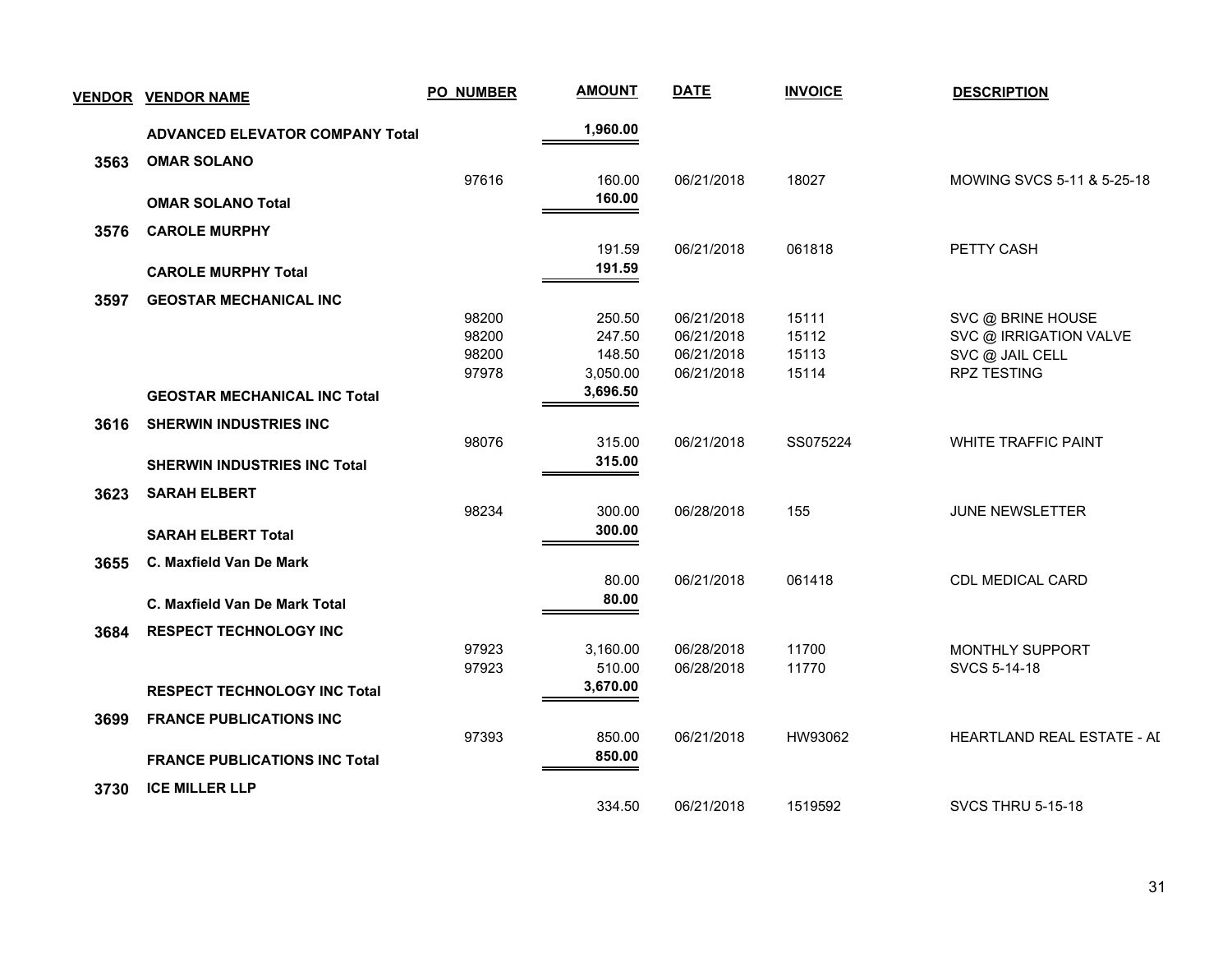| VENDOR | VENDOR NAME | PO NUMBER | AMOUNT | DATE | INVOICE | DESCRIPTION |
|---|---|---|---|---|---|---|
| | **ADVANCED ELEVATOR COMPANY Total** | | **1,960.00** | | | |
| **3563** | **OMAR SOLANO** | | | | | |
| | | 97616 | 160.00 | 06/21/2018 | 18027 | MOWING SVCS 5-11 & 5-25-18 |
| | **OMAR SOLANO Total** | | **160.00** | | | |
| **3576** | **CAROLE MURPHY** | | | | | |
| | | | 191.59 | 06/21/2018 | 061818 | PETTY CASH |
| | **CAROLE MURPHY Total** | | **191.59** | | | |
| **3597** | **GEOSTAR MECHANICAL INC** | | | | | |
| | | 98200 | 250.50 | 06/21/2018 | 15111 | SVC @ BRINE HOUSE |
| | | 98200 | 247.50 | 06/21/2018 | 15112 | SVC @ IRRIGATION VALVE |
| | | 98200 | 148.50 | 06/21/2018 | 15113 | SVC @ JAIL CELL |
| | | 97978 | 3,050.00 | 06/21/2018 | 15114 | RPZ TESTING |
| | **GEOSTAR MECHANICAL INC Total** | | **3,696.50** | | | |
| **3616** | **SHERWIN INDUSTRIES INC** | | | | | |
| | | 98076 | 315.00 | 06/21/2018 | SS075224 | WHITE TRAFFIC PAINT |
| | **SHERWIN INDUSTRIES INC Total** | | **315.00** | | | |
| **3623** | **SARAH ELBERT** | | | | | |
| | | 98234 | 300.00 | 06/28/2018 | 155 | JUNE NEWSLETTER |
| | **SARAH ELBERT Total** | | **300.00** | | | |
| **3655** | **C. Maxfield Van De Mark** | | | | | |
| | | | 80.00 | 06/21/2018 | 061418 | CDL MEDICAL CARD |
| | **C. Maxfield Van De Mark Total** | | **80.00** | | | |
| **3684** | **RESPECT TECHNOLOGY INC** | | | | | |
| | | 97923 | 3,160.00 | 06/28/2018 | 11700 | MONTHLY SUPPORT |
| | | 97923 | 510.00 | 06/28/2018 | 11770 | SVCS 5-14-18 |
| | **RESPECT TECHNOLOGY INC Total** | | **3,670.00** | | | |
| **3699** | **FRANCE PUBLICATIONS INC** | | | | | |
| | | 97393 | 850.00 | 06/21/2018 | HW93062 | HEARTLAND REAL ESTATE - AI |
| | **FRANCE PUBLICATIONS INC Total** | | **850.00** | | | |
| **3730** | **ICE MILLER LLP** | | | | | |
| | | | 334.50 | 06/21/2018 | 1519592 | SVCS THRU 5-15-18 |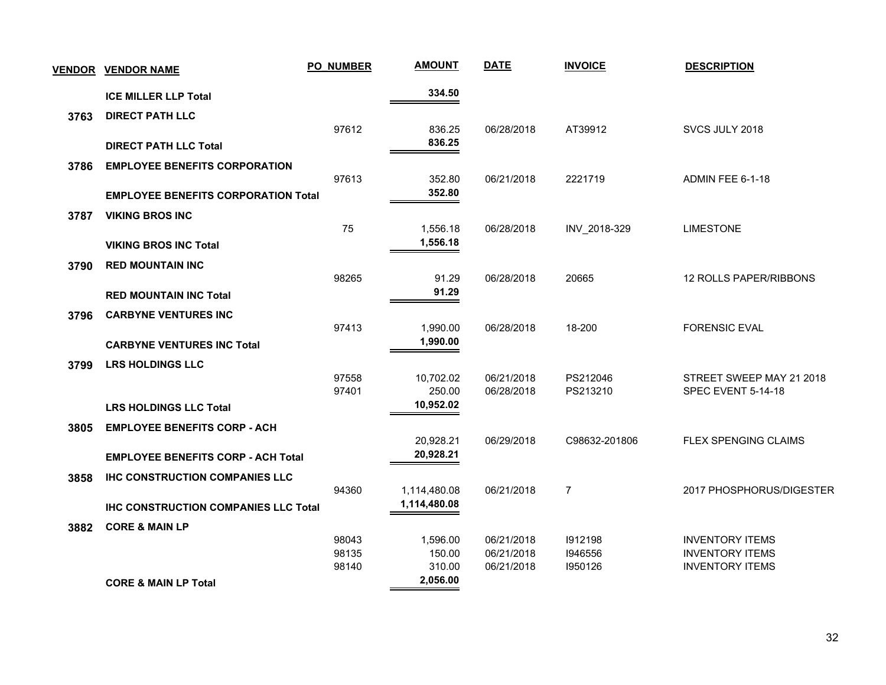| VENDOR | VENDOR NAME | PO NUMBER | AMOUNT | DATE | INVOICE | DESCRIPTION |
|---|---|---|---|---|---|---|
| | **ICE MILLER LLP Total** | | **334.50** | | | |
| **3763** | **DIRECT PATH LLC** | | | | | |
| | | 97612 | 836.25 | 06/28/2018 | AT39912 | SVCS JULY 2018 |
| | **DIRECT PATH LLC Total** | | **836.25** | | | |
| **3786** | **EMPLOYEE BENEFITS CORPORATION** | | | | | |
| | | 97613 | 352.80 | 06/21/2018 | 2221719 | ADMIN FEE 6-1-18 |
| | **EMPLOYEE BENEFITS CORPORATION Total** | | **352.80** | | | |
| **3787** | **VIKING BROS INC** | | | | | |
| | | 75 | 1,556.18 | 06/28/2018 | INV_2018-329 | LIMESTONE |
| | **VIKING BROS INC Total** | | **1,556.18** | | | |
| **3790** | **RED MOUNTAIN INC** | | | | | |
| | | 98265 | 91.29 | 06/28/2018 | 20665 | 12 ROLLS PAPER/RIBBONS |
| | **RED MOUNTAIN INC Total** | | **91.29** | | | |
| **3796** | **CARBYNE VENTURES INC** | | | | | |
| | | 97413 | 1,990.00 | 06/28/2018 | 18-200 | FORENSIC EVAL |
| | **CARBYNE VENTURES INC Total** | | **1,990.00** | | | |
| **3799** | **LRS HOLDINGS LLC** | | | | | |
| | | 97558 | 10,702.02 | 06/21/2018 | PS212046 | STREET SWEEP MAY 21 2018 |
| | | 97401 | 250.00 | 06/28/2018 | PS213210 | SPEC EVENT 5-14-18 |
| | **LRS HOLDINGS LLC Total** | | **10,952.02** | | | |
| **3805** | **EMPLOYEE BENEFITS CORP - ACH** | | | | | |
| | | | 20,928.21 | 06/29/2018 | C98632-201806 | FLEX SPENGING CLAIMS |
| | **EMPLOYEE BENEFITS CORP - ACH Total** | | **20,928.21** | | | |
| **3858** | **IHC CONSTRUCTION COMPANIES LLC** | | | | | |
| | | 94360 | 1,114,480.08 | 06/21/2018 | 7 | 2017 PHOSPHORUS/DIGESTER |
| | **IHC CONSTRUCTION COMPANIES LLC Total** | | **1,114,480.08** | | | |
| **3882** | **CORE & MAIN LP** | | | | | |
| | | 98043 | 1,596.00 | 06/21/2018 | I912198 | INVENTORY ITEMS |
| | | 98135 | 150.00 | 06/21/2018 | I946556 | INVENTORY ITEMS |
| | | 98140 | 310.00 | 06/21/2018 | I950126 | INVENTORY ITEMS |
| | **CORE & MAIN LP Total** | | **2,056.00** | | | |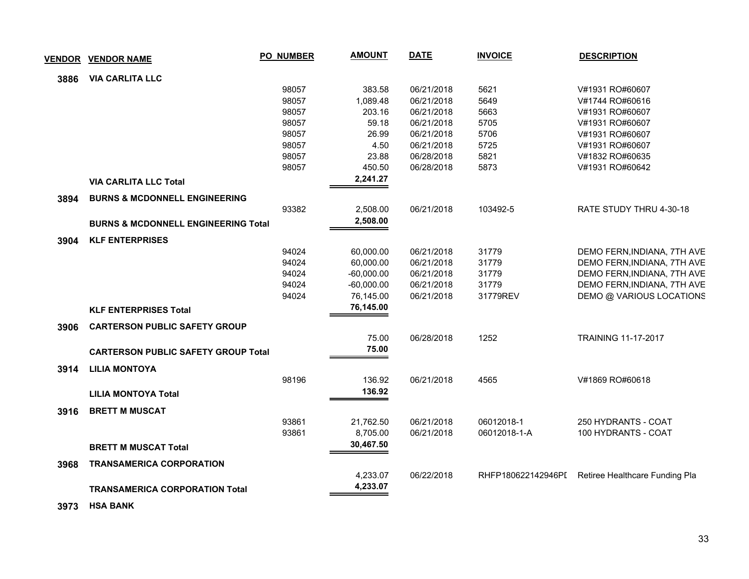| VENDOR | VENDOR NAME | PO_NUMBER | AMOUNT | DATE | INVOICE | DESCRIPTION |
|---|---|---|---|---|---|---|
| 3886 | VIA CARLITA LLC | | | | | |
| | | 98057 | 383.58 | 06/21/2018 | 5621 | V#1931 RO#60607 |
| | | 98057 | 1,089.48 | 06/21/2018 | 5649 | V#1744 RO#60616 |
| | | 98057 | 203.16 | 06/21/2018 | 5663 | V#1931 RO#60607 |
| | | 98057 | 59.18 | 06/21/2018 | 5705 | V#1931 RO#60607 |
| | | 98057 | 26.99 | 06/21/2018 | 5706 | V#1931 RO#60607 |
| | | 98057 | 4.50 | 06/21/2018 | 5725 | V#1931 RO#60607 |
| | | 98057 | 23.88 | 06/28/2018 | 5821 | V#1832 RO#60635 |
| | | 98057 | 450.50 | 06/28/2018 | 5873 | V#1931 RO#60642 |
| | **VIA CARLITA LLC Total** | | **2,241.27** | | | |
| 3894 | BURNS & MCDONNELL ENGINEERING | | | | | |
| | | 93382 | 2,508.00 | 06/21/2018 | 103492-5 | RATE STUDY THRU 4-30-18 |
| | **BURNS & MCDONNELL ENGINEERING Total** | | **2,508.00** | | | |
| 3904 | KLF ENTERPRISES | | | | | |
| | | 94024 | 60,000.00 | 06/21/2018 | 31779 | DEMO FERN,INDIANA, 7TH AVE |
| | | 94024 | 60,000.00 | 06/21/2018 | 31779 | DEMO FERN,INDIANA, 7TH AVE |
| | | 94024 | -60,000.00 | 06/21/2018 | 31779 | DEMO FERN,INDIANA, 7TH AVE |
| | | 94024 | -60,000.00 | 06/21/2018 | 31779 | DEMO FERN,INDIANA, 7TH AVE |
| | | 94024 | 76,145.00 | 06/21/2018 | 31779REV | DEMO @ VARIOUS LOCATIONS |
| | **KLF ENTERPRISES Total** | | **76,145.00** | | | |
| 3906 | CARTERSON PUBLIC SAFETY GROUP | | | | | |
| | | | 75.00 | 06/28/2018 | 1252 | TRAINING 11-17-2017 |
| | **CARTERSON PUBLIC SAFETY GROUP Total** | | **75.00** | | | |
| 3914 | LILIA MONTOYA | | | | | |
| | | 98196 | 136.92 | 06/21/2018 | 4565 | V#1869 RO#60618 |
| | **LILIA MONTOYA Total** | | **136.92** | | | |
| 3916 | BRETT M MUSCAT | | | | | |
| | | 93861 | 21,762.50 | 06/21/2018 | 06012018-1 | 250 HYDRANTS - COAT |
| | | 93861 | 8,705.00 | 06/21/2018 | 06012018-1-A | 100 HYDRANTS - COAT |
| | **BRETT M MUSCAT Total** | | **30,467.50** | | | |
| 3968 | TRANSAMERICA CORPORATION | | | | | |
| | | | 4,233.07 | 06/22/2018 | RHFP180622142946PI | Retiree Healthcare Funding Pla |
| | **TRANSAMERICA CORPORATION Total** | | **4,233.07** | | | |
| 3973 | HSA BANK | | | | | |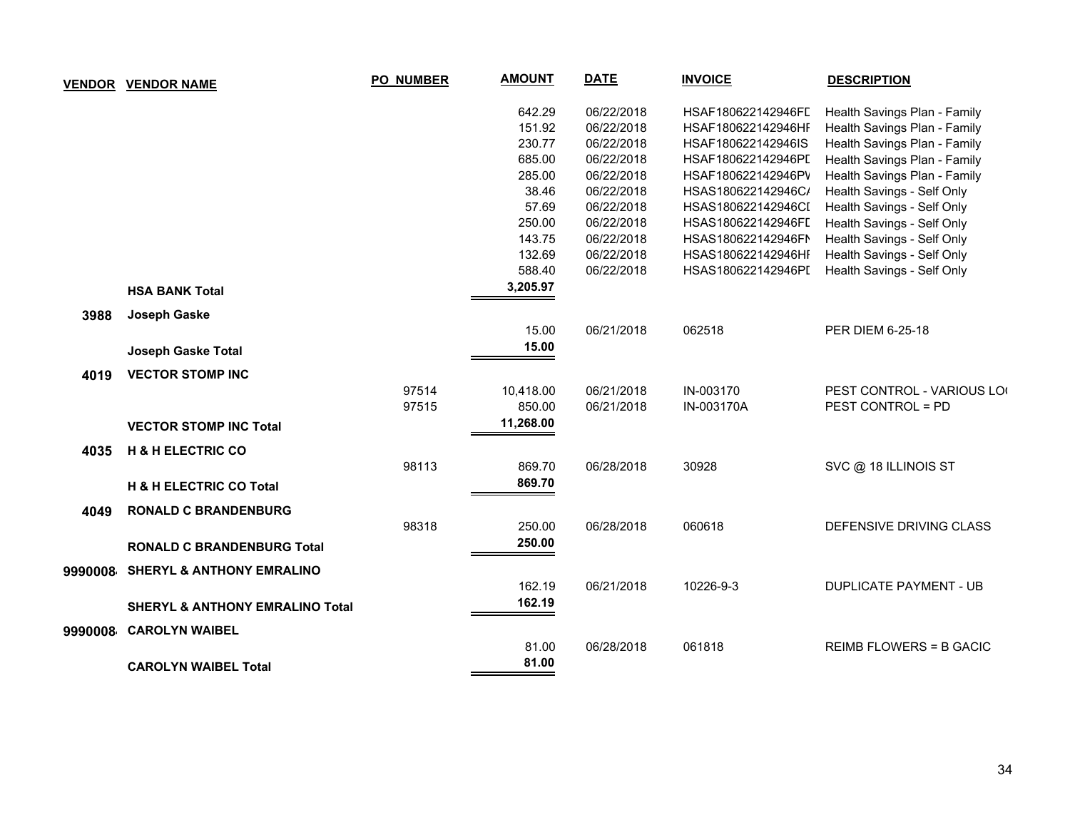| VENDOR | VENDOR NAME | PO NUMBER | AMOUNT | DATE | INVOICE | DESCRIPTION |
|---|---|---|---|---|---|---|
| | | | 642.29 | 06/22/2018 | HSAF180622142946FD | Health Savings Plan - Family |
| | | | 151.92 | 06/22/2018 | HSAF180622142946HF | Health Savings Plan - Family |
| | | | 230.77 | 06/22/2018 | HSAF180622142946IS | Health Savings Plan - Family |
| | | | 685.00 | 06/22/2018 | HSAF180622142946PD | Health Savings Plan - Family |
| | | | 285.00 | 06/22/2018 | HSAF180622142946PV | Health Savings Plan - Family |
| | | | 38.46 | 06/22/2018 | HSAS180622142946CA | Health Savings - Self Only |
| | | | 57.69 | 06/22/2018 | HSAS180622142946CD | Health Savings - Self Only |
| | | | 250.00 | 06/22/2018 | HSAS180622142946FD | Health Savings - Self Only |
| | | | 143.75 | 06/22/2018 | HSAS180622142946FN | Health Savings - Self Only |
| | | | 132.69 | 06/22/2018 | HSAS180622142946HF | Health Savings - Self Only |
| | | | 588.40 | 06/22/2018 | HSAS180622142946PD | Health Savings - Self Only |
| | **HSA BANK Total** | | **3,205.97** | | | |
| **3988** | **Joseph Gaske** | | | | | |
| | | | 15.00 | 06/21/2018 | 062518 | PER DIEM 6-25-18 |
| | **Joseph Gaske Total** | | **15.00** | | | |
| **4019** | **VECTOR STOMP INC** | | | | | |
| | | 97514 | 10,418.00 | 06/21/2018 | IN-003170 | PEST CONTROL - VARIOUS LOC |
| | | 97515 | 850.00 | 06/21/2018 | IN-003170A | PEST CONTROL = PD |
| | **VECTOR STOMP INC Total** | | **11,268.00** | | | |
| **4035** | **H & H ELECTRIC CO** | | | | | |
| | | 98113 | 869.70 | 06/28/2018 | 30928 | SVC @ 18 ILLINOIS ST |
| | **H & H ELECTRIC CO Total** | | **869.70** | | | |
| **4049** | **RONALD C BRANDENBURG** | | | | | |
| | | 98318 | 250.00 | 06/28/2018 | 060618 | DEFENSIVE DRIVING CLASS |
| | **RONALD C BRANDENBURG Total** | | **250.00** | | | |
| **9990008** | **SHERYL & ANTHONY EMRALINO** | | | | | |
| | | | 162.19 | 06/21/2018 | 10226-9-3 | DUPLICATE PAYMENT - UB |
| | **SHERYL & ANTHONY EMRALINO Total** | | **162.19** | | | |
| **9990008** | **CAROLYN WAIBEL** | | | | | |
| | | | 81.00 | 06/28/2018 | 061818 | REIMB FLOWERS = B GACIC |
| | **CAROLYN WAIBEL Total** | | **81.00** | | | |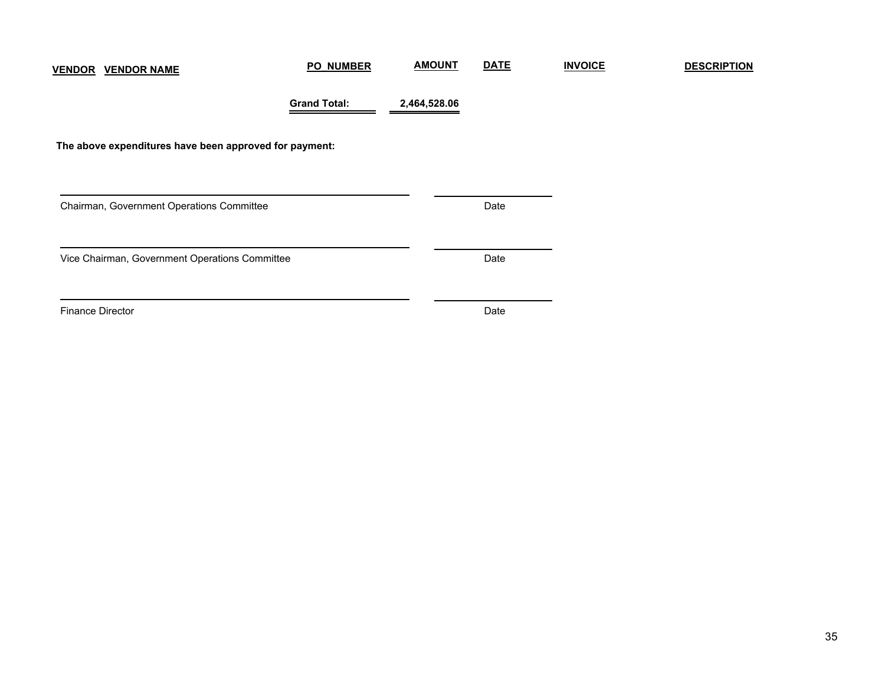| VENDOR | VENDOR NAME | PO NUMBER | AMOUNT | DATE | INVOICE | DESCRIPTION |
|---|---|---|---|---|---|---|
| | | **Grand Total:** | **2,464,528.06** | | | |

**The above expenditures have been approved for payment:**

Chairman, Government Operations Committee &nbsp;&nbsp;&nbsp;&nbsp; Date

Vice Chairman, Government Operations Committee &nbsp;&nbsp;&nbsp;&nbsp; Date

Finance Director &nbsp;&nbsp;&nbsp;&nbsp; Date